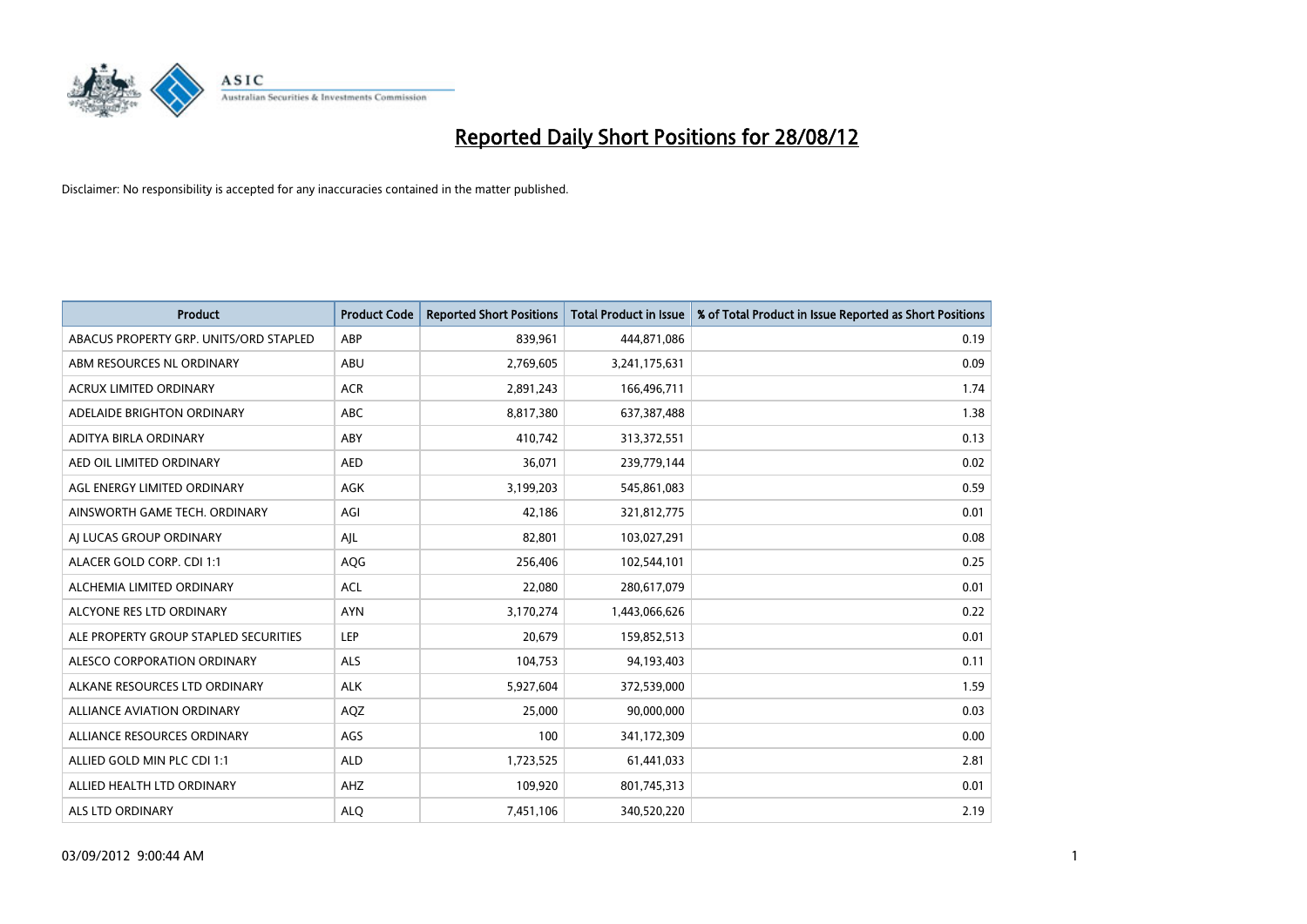# Reported Daily Short Positions for 28/08/12

Disclaimer: No responsibility is accepted for any inaccuracies contained in the matter published.

| Product | Product Code | Reported Short Positions | Total Product in Issue | % of Total Product in Issue Reported as Short Positions |
|---|---|---|---|---|
| ABACUS PROPERTY GRP. UNITS/ORD STAPLED | ABP | 839,961 | 444,871,086 | 0.19 |
| ABM RESOURCES NL ORDINARY | ABU | 2,769,605 | 3,241,175,631 | 0.09 |
| ACRUX LIMITED ORDINARY | ACR | 2,891,243 | 166,496,711 | 1.74 |
| ADELAIDE BRIGHTON ORDINARY | ABC | 8,817,380 | 637,387,488 | 1.38 |
| ADITYA BIRLA ORDINARY | ABY | 410,742 | 313,372,551 | 0.13 |
| AED OIL LIMITED ORDINARY | AED | 36,071 | 239,779,144 | 0.02 |
| AGL ENERGY LIMITED ORDINARY | AGK | 3,199,203 | 545,861,083 | 0.59 |
| AINSWORTH GAME TECH. ORDINARY | AGI | 42,186 | 321,812,775 | 0.01 |
| AJ LUCAS GROUP ORDINARY | AJL | 82,801 | 103,027,291 | 0.08 |
| ALACER GOLD CORP. CDI 1:1 | AQG | 256,406 | 102,544,101 | 0.25 |
| ALCHEMIA LIMITED ORDINARY | ACL | 22,080 | 280,617,079 | 0.01 |
| ALCYONE RES LTD ORDINARY | AYN | 3,170,274 | 1,443,066,626 | 0.22 |
| ALE PROPERTY GROUP STAPLED SECURITIES | LEP | 20,679 | 159,852,513 | 0.01 |
| ALESCO CORPORATION ORDINARY | ALS | 104,753 | 94,193,403 | 0.11 |
| ALKANE RESOURCES LTD ORDINARY | ALK | 5,927,604 | 372,539,000 | 1.59 |
| ALLIANCE AVIATION ORDINARY | AQZ | 25,000 | 90,000,000 | 0.03 |
| ALLIANCE RESOURCES ORDINARY | AGS | 100 | 341,172,309 | 0.00 |
| ALLIED GOLD MIN PLC CDI 1:1 | ALD | 1,723,525 | 61,441,033 | 2.81 |
| ALLIED HEALTH LTD ORDINARY | AHZ | 109,920 | 801,745,313 | 0.01 |
| ALS LTD ORDINARY | ALQ | 7,451,106 | 340,520,220 | 2.19 |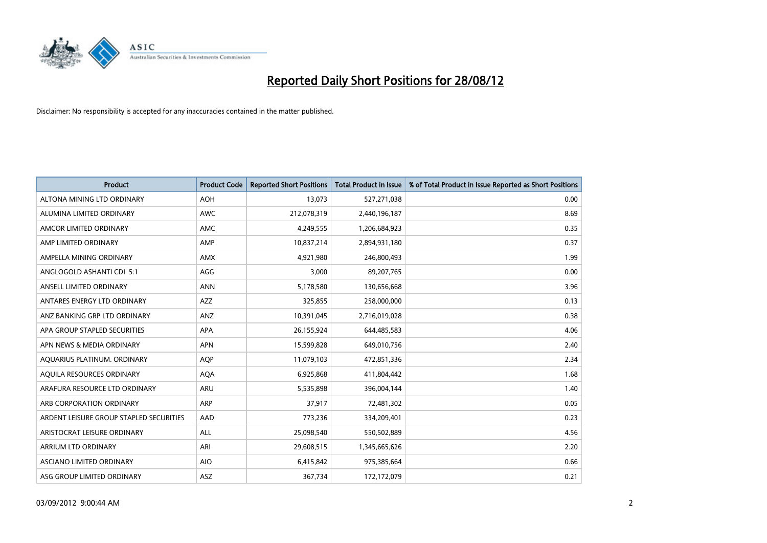# Reported Daily Short Positions for 28/08/12

Disclaimer: No responsibility is accepted for any inaccuracies contained in the matter published.

| Product | Product Code | Reported Short Positions | Total Product in Issue | % of Total Product in Issue Reported as Short Positions |
|---|---|---|---|---|
| ALTONA MINING LTD ORDINARY | AOH | 13,073 | 527,271,038 | 0.00 |
| ALUMINA LIMITED ORDINARY | AWC | 212,078,319 | 2,440,196,187 | 8.69 |
| AMCOR LIMITED ORDINARY | AMC | 4,249,555 | 1,206,684,923 | 0.35 |
| AMP LIMITED ORDINARY | AMP | 10,837,214 | 2,894,931,180 | 0.37 |
| AMPELLA MINING ORDINARY | AMX | 4,921,980 | 246,800,493 | 1.99 |
| ANGLOGOLD ASHANTI CDI 5:1 | AGG | 3,000 | 89,207,765 | 0.00 |
| ANSELL LIMITED ORDINARY | ANN | 5,178,580 | 130,656,668 | 3.96 |
| ANTARES ENERGY LTD ORDINARY | AZZ | 325,855 | 258,000,000 | 0.13 |
| ANZ BANKING GRP LTD ORDINARY | ANZ | 10,391,045 | 2,716,019,028 | 0.38 |
| APA GROUP STAPLED SECURITIES | APA | 26,155,924 | 644,485,583 | 4.06 |
| APN NEWS & MEDIA ORDINARY | APN | 15,599,828 | 649,010,756 | 2.40 |
| AQUARIUS PLATINUM. ORDINARY | AQP | 11,079,103 | 472,851,336 | 2.34 |
| AQUILA RESOURCES ORDINARY | AQA | 6,925,868 | 411,804,442 | 1.68 |
| ARAFURA RESOURCE LTD ORDINARY | ARU | 5,535,898 | 396,004,144 | 1.40 |
| ARB CORPORATION ORDINARY | ARP | 37,917 | 72,481,302 | 0.05 |
| ARDENT LEISURE GROUP STAPLED SECURITIES | AAD | 773,236 | 334,209,401 | 0.23 |
| ARISTOCRAT LEISURE ORDINARY | ALL | 25,098,540 | 550,502,889 | 4.56 |
| ARRIUM LTD ORDINARY | ARI | 29,608,515 | 1,345,665,626 | 2.20 |
| ASCIANO LIMITED ORDINARY | AIO | 6,415,842 | 975,385,664 | 0.66 |
| ASG GROUP LIMITED ORDINARY | ASZ | 367,734 | 172,172,079 | 0.21 |

03/09/2012 9:00:44 AM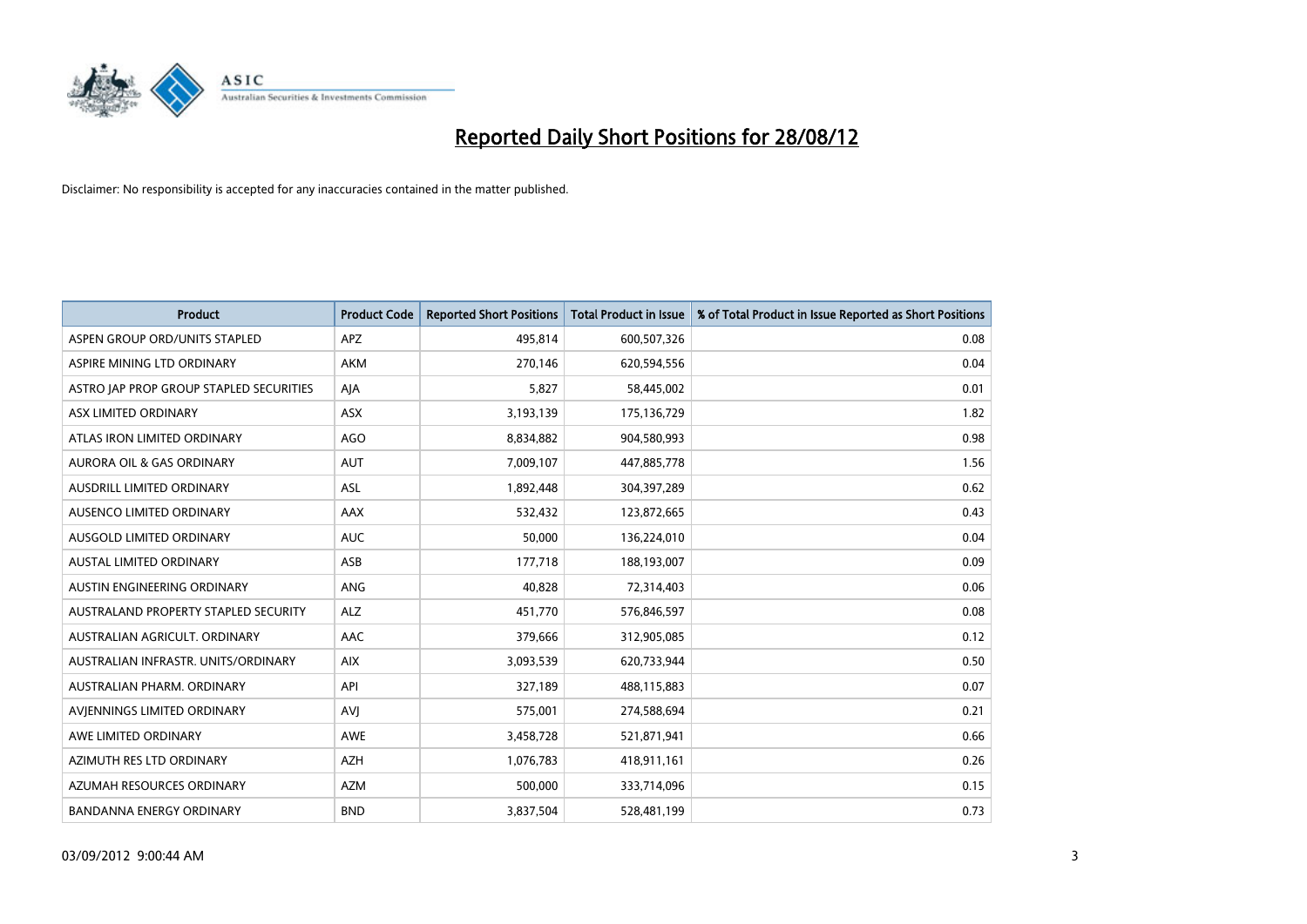# Reported Daily Short Positions for 28/08/12

Disclaimer: No responsibility is accepted for any inaccuracies contained in the matter published.

| Product | Product Code | Reported Short Positions | Total Product in Issue | % of Total Product in Issue Reported as Short Positions |
|---|---|---|---|---|
| ASPEN GROUP ORD/UNITS STAPLED | APZ | 495,814 | 600,507,326 | 0.08 |
| ASPIRE MINING LTD ORDINARY | AKM | 270,146 | 620,594,556 | 0.04 |
| ASTRO JAP PROP GROUP STAPLED SECURITIES | AJA | 5,827 | 58,445,002 | 0.01 |
| ASX LIMITED ORDINARY | ASX | 3,193,139 | 175,136,729 | 1.82 |
| ATLAS IRON LIMITED ORDINARY | AGO | 8,834,882 | 904,580,993 | 0.98 |
| AURORA OIL & GAS ORDINARY | AUT | 7,009,107 | 447,885,778 | 1.56 |
| AUSDRILL LIMITED ORDINARY | ASL | 1,892,448 | 304,397,289 | 0.62 |
| AUSENCO LIMITED ORDINARY | AAX | 532,432 | 123,872,665 | 0.43 |
| AUSGOLD LIMITED ORDINARY | AUC | 50,000 | 136,224,010 | 0.04 |
| AUSTAL LIMITED ORDINARY | ASB | 177,718 | 188,193,007 | 0.09 |
| AUSTIN ENGINEERING ORDINARY | ANG | 40,828 | 72,314,403 | 0.06 |
| AUSTRALAND PROPERTY STAPLED SECURITY | ALZ | 451,770 | 576,846,597 | 0.08 |
| AUSTRALIAN AGRICULT. ORDINARY | AAC | 379,666 | 312,905,085 | 0.12 |
| AUSTRALIAN INFRASTR. UNITS/ORDINARY | AIX | 3,093,539 | 620,733,944 | 0.50 |
| AUSTRALIAN PHARM. ORDINARY | API | 327,189 | 488,115,883 | 0.07 |
| AVJENNINGS LIMITED ORDINARY | AVJ | 575,001 | 274,588,694 | 0.21 |
| AWE LIMITED ORDINARY | AWE | 3,458,728 | 521,871,941 | 0.66 |
| AZIMUTH RES LTD ORDINARY | AZH | 1,076,783 | 418,911,161 | 0.26 |
| AZUMAH RESOURCES ORDINARY | AZM | 500,000 | 333,714,096 | 0.15 |
| BANDANNA ENERGY ORDINARY | BND | 3,837,504 | 528,481,199 | 0.73 |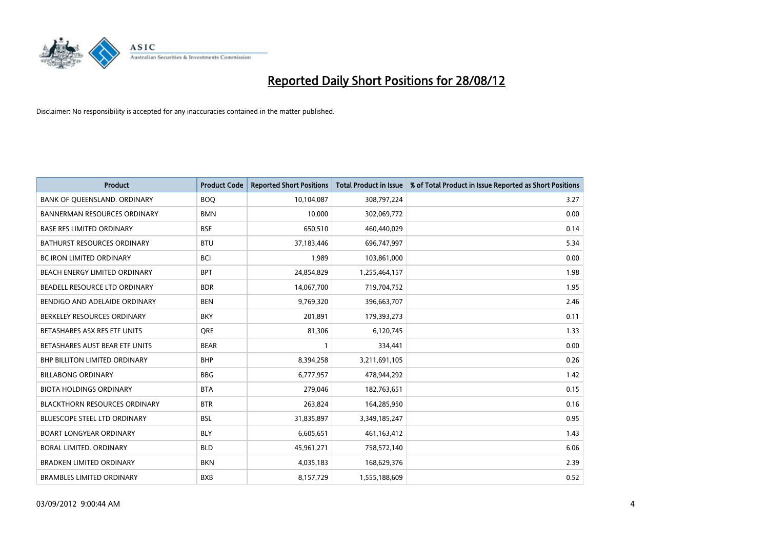# Reported Daily Short Positions for 28/08/12

Disclaimer: No responsibility is accepted for any inaccuracies contained in the matter published.

| Product | Product Code | Reported Short Positions | Total Product in Issue | % of Total Product in Issue Reported as Short Positions |
|---|---|---|---|---|
| BANK OF QUEENSLAND. ORDINARY | BOQ | 10,104,087 | 308,797,224 | 3.27 |
| BANNERMAN RESOURCES ORDINARY | BMN | 10,000 | 302,069,772 | 0.00 |
| BASE RES LIMITED ORDINARY | BSE | 650,510 | 460,440,029 | 0.14 |
| BATHURST RESOURCES ORDINARY | BTU | 37,183,446 | 696,747,997 | 5.34 |
| BC IRON LIMITED ORDINARY | BCI | 1,989 | 103,861,000 | 0.00 |
| BEACH ENERGY LIMITED ORDINARY | BPT | 24,854,829 | 1,255,464,157 | 1.98 |
| BEADELL RESOURCE LTD ORDINARY | BDR | 14,067,700 | 719,704,752 | 1.95 |
| BENDIGO AND ADELAIDE ORDINARY | BEN | 9,769,320 | 396,663,707 | 2.46 |
| BERKELEY RESOURCES ORDINARY | BKY | 201,891 | 179,393,273 | 0.11 |
| BETASHARES ASX RES ETF UNITS | QRE | 81,306 | 6,120,745 | 1.33 |
| BETASHARES AUST BEAR ETF UNITS | BEAR | 1 | 334,441 | 0.00 |
| BHP BILLITON LIMITED ORDINARY | BHP | 8,394,258 | 3,211,691,105 | 0.26 |
| BILLABONG ORDINARY | BBG | 6,777,957 | 478,944,292 | 1.42 |
| BIOTA HOLDINGS ORDINARY | BTA | 279,046 | 182,763,651 | 0.15 |
| BLACKTHORN RESOURCES ORDINARY | BTR | 263,824 | 164,285,950 | 0.16 |
| BLUESCOPE STEEL LTD ORDINARY | BSL | 31,835,897 | 3,349,185,247 | 0.95 |
| BOART LONGYEAR ORDINARY | BLY | 6,605,651 | 461,163,412 | 1.43 |
| BORAL LIMITED. ORDINARY | BLD | 45,961,271 | 758,572,140 | 6.06 |
| BRADKEN LIMITED ORDINARY | BKN | 4,035,183 | 168,629,376 | 2.39 |
| BRAMBLES LIMITED ORDINARY | BXB | 8,157,729 | 1,555,188,609 | 0.52 |

03/09/2012 9:00:44 AM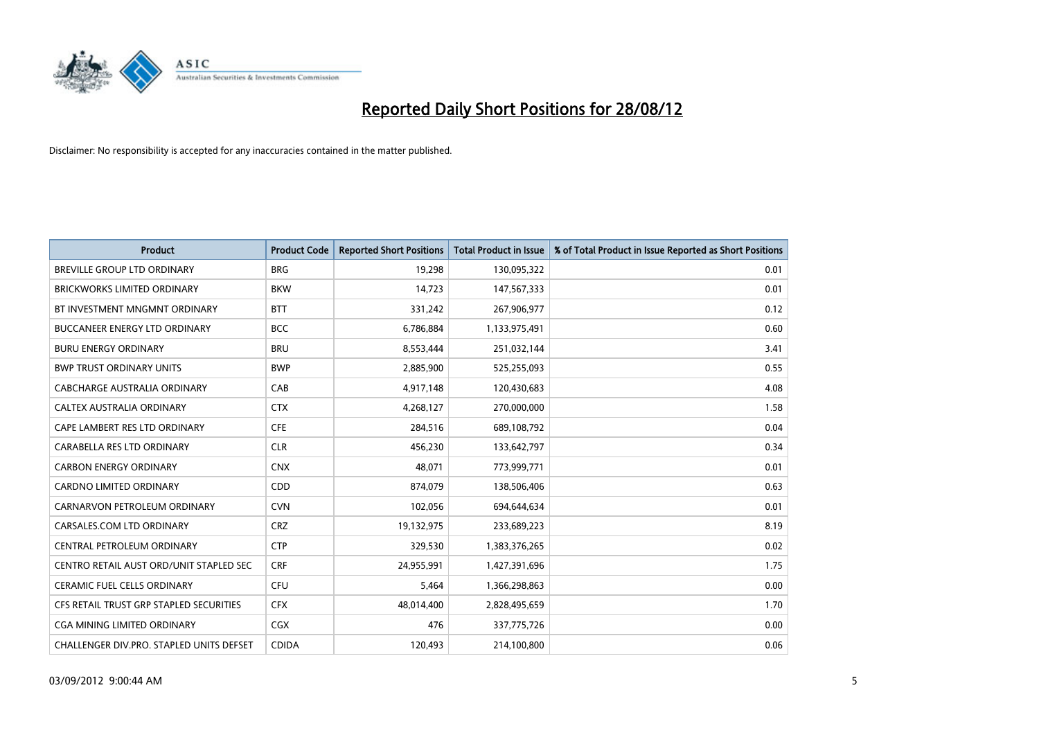# Reported Daily Short Positions for 28/08/12

Disclaimer: No responsibility is accepted for any inaccuracies contained in the matter published.

| Product | Product Code | Reported Short Positions | Total Product in Issue | % of Total Product in Issue Reported as Short Positions |
|---|---|---|---|---|
| BREVILLE GROUP LTD ORDINARY | BRG | 19,298 | 130,095,322 | 0.01 |
| BRICKWORKS LIMITED ORDINARY | BKW | 14,723 | 147,567,333 | 0.01 |
| BT INVESTMENT MNGMNT ORDINARY | BTT | 331,242 | 267,906,977 | 0.12 |
| BUCCANEER ENERGY LTD ORDINARY | BCC | 6,786,884 | 1,133,975,491 | 0.60 |
| BURU ENERGY ORDINARY | BRU | 8,553,444 | 251,032,144 | 3.41 |
| BWP TRUST ORDINARY UNITS | BWP | 2,885,900 | 525,255,093 | 0.55 |
| CABCHARGE AUSTRALIA ORDINARY | CAB | 4,917,148 | 120,430,683 | 4.08 |
| CALTEX AUSTRALIA ORDINARY | CTX | 4,268,127 | 270,000,000 | 1.58 |
| CAPE LAMBERT RES LTD ORDINARY | CFE | 284,516 | 689,108,792 | 0.04 |
| CARABELLA RES LTD ORDINARY | CLR | 456,230 | 133,642,797 | 0.34 |
| CARBON ENERGY ORDINARY | CNX | 48,071 | 773,999,771 | 0.01 |
| CARDNO LIMITED ORDINARY | CDD | 874,079 | 138,506,406 | 0.63 |
| CARNARVON PETROLEUM ORDINARY | CVN | 102,056 | 694,644,634 | 0.01 |
| CARSALES.COM LTD ORDINARY | CRZ | 19,132,975 | 233,689,223 | 8.19 |
| CENTRAL PETROLEUM ORDINARY | CTP | 329,530 | 1,383,376,265 | 0.02 |
| CENTRO RETAIL AUST ORD/UNIT STAPLED SEC | CRF | 24,955,991 | 1,427,391,696 | 1.75 |
| CERAMIC FUEL CELLS ORDINARY | CFU | 5,464 | 1,366,298,863 | 0.00 |
| CFS RETAIL TRUST GRP STAPLED SECURITIES | CFX | 48,014,400 | 2,828,495,659 | 1.70 |
| CGA MINING LIMITED ORDINARY | CGX | 476 | 337,775,726 | 0.00 |
| CHALLENGER DIV.PRO. STAPLED UNITS DEFSET | CDIDA | 120,493 | 214,100,800 | 0.06 |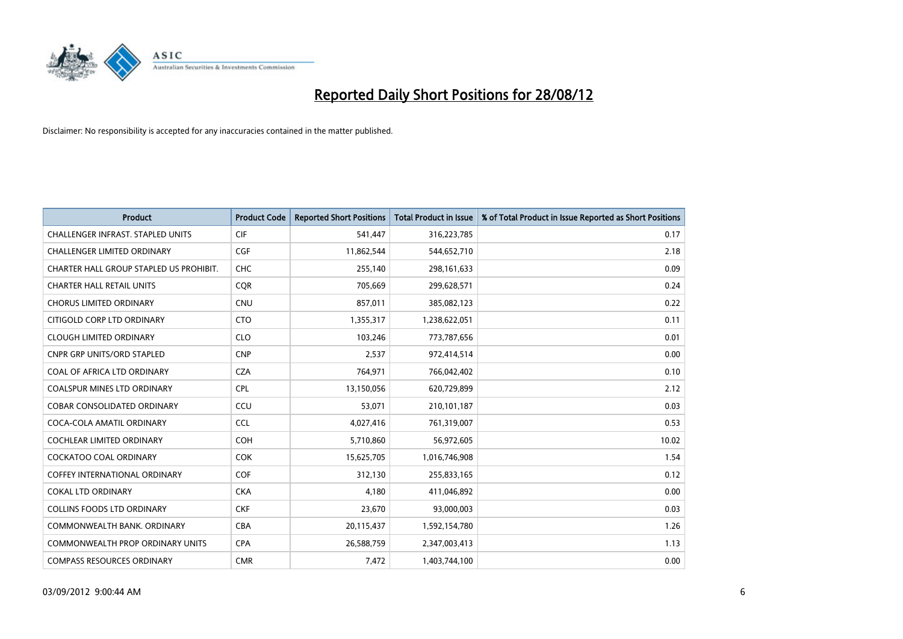# Reported Daily Short Positions for 28/08/12

Disclaimer: No responsibility is accepted for any inaccuracies contained in the matter published.

| Product | Product Code | Reported Short Positions | Total Product in Issue | % of Total Product in Issue Reported as Short Positions |
|---|---|---|---|---|
| CHALLENGER INFRAST. STAPLED UNITS | CIF | 541,447 | 316,223,785 | 0.17 |
| CHALLENGER LIMITED ORDINARY | CGF | 11,862,544 | 544,652,710 | 2.18 |
| CHARTER HALL GROUP STAPLED US PROHIBIT. | CHC | 255,140 | 298,161,633 | 0.09 |
| CHARTER HALL RETAIL UNITS | CQR | 705,669 | 299,628,571 | 0.24 |
| CHORUS LIMITED ORDINARY | CNU | 857,011 | 385,082,123 | 0.22 |
| CITIGOLD CORP LTD ORDINARY | CTO | 1,355,317 | 1,238,622,051 | 0.11 |
| CLOUGH LIMITED ORDINARY | CLO | 103,246 | 773,787,656 | 0.01 |
| CNPR GRP UNITS/ORD STAPLED | CNP | 2,537 | 972,414,514 | 0.00 |
| COAL OF AFRICA LTD ORDINARY | CZA | 764,971 | 766,042,402 | 0.10 |
| COALSPUR MINES LTD ORDINARY | CPL | 13,150,056 | 620,729,899 | 2.12 |
| COBAR CONSOLIDATED ORDINARY | CCU | 53,071 | 210,101,187 | 0.03 |
| COCA-COLA AMATIL ORDINARY | CCL | 4,027,416 | 761,319,007 | 0.53 |
| COCHLEAR LIMITED ORDINARY | COH | 5,710,860 | 56,972,605 | 10.02 |
| COCKATOO COAL ORDINARY | COK | 15,625,705 | 1,016,746,908 | 1.54 |
| COFFEY INTERNATIONAL ORDINARY | COF | 312,130 | 255,833,165 | 0.12 |
| COKAL LTD ORDINARY | CKA | 4,180 | 411,046,892 | 0.00 |
| COLLINS FOODS LTD ORDINARY | CKF | 23,670 | 93,000,003 | 0.03 |
| COMMONWEALTH BANK. ORDINARY | CBA | 20,115,437 | 1,592,154,780 | 1.26 |
| COMMONWEALTH PROP ORDINARY UNITS | CPA | 26,588,759 | 2,347,003,413 | 1.13 |
| COMPASS RESOURCES ORDINARY | CMR | 7,472 | 1,403,744,100 | 0.00 |

03/09/2012 9:00:44 AM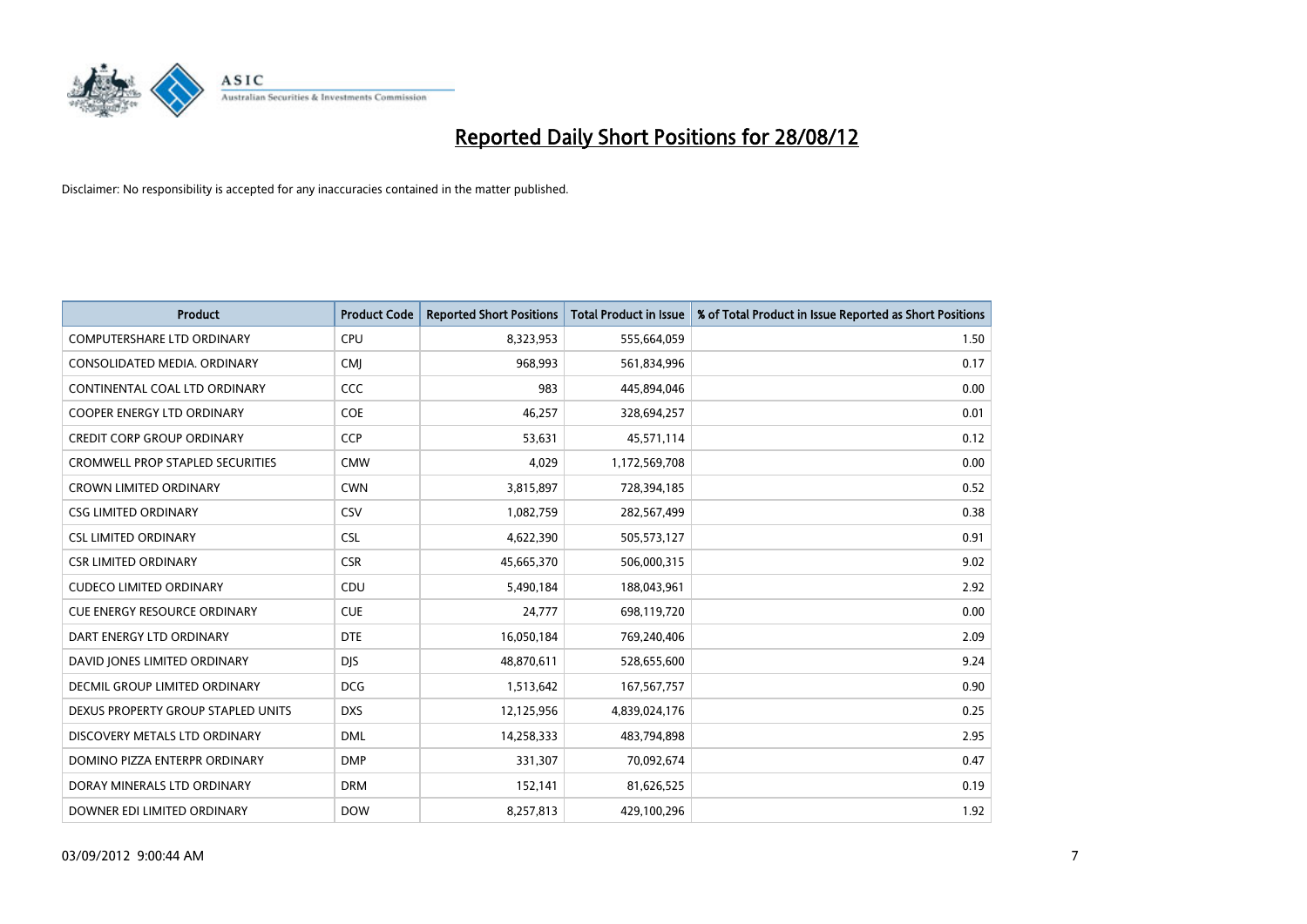# Reported Daily Short Positions for 28/08/12

Disclaimer: No responsibility is accepted for any inaccuracies contained in the matter published.

| Product | Product Code | Reported Short Positions | Total Product in Issue | % of Total Product in Issue Reported as Short Positions |
|---|---|---|---|---|
| COMPUTERSHARE LTD ORDINARY | CPU | 8,323,953 | 555,664,059 | 1.50 |
| CONSOLIDATED MEDIA. ORDINARY | CMJ | 968,993 | 561,834,996 | 0.17 |
| CONTINENTAL COAL LTD ORDINARY | CCC | 983 | 445,894,046 | 0.00 |
| COOPER ENERGY LTD ORDINARY | COE | 46,257 | 328,694,257 | 0.01 |
| CREDIT CORP GROUP ORDINARY | CCP | 53,631 | 45,571,114 | 0.12 |
| CROMWELL PROP STAPLED SECURITIES | CMW | 4,029 | 1,172,569,708 | 0.00 |
| CROWN LIMITED ORDINARY | CWN | 3,815,897 | 728,394,185 | 0.52 |
| CSG LIMITED ORDINARY | CSV | 1,082,759 | 282,567,499 | 0.38 |
| CSL LIMITED ORDINARY | CSL | 4,622,390 | 505,573,127 | 0.91 |
| CSR LIMITED ORDINARY | CSR | 45,665,370 | 506,000,315 | 9.02 |
| CUDECO LIMITED ORDINARY | CDU | 5,490,184 | 188,043,961 | 2.92 |
| CUE ENERGY RESOURCE ORDINARY | CUE | 24,777 | 698,119,720 | 0.00 |
| DART ENERGY LTD ORDINARY | DTE | 16,050,184 | 769,240,406 | 2.09 |
| DAVID JONES LIMITED ORDINARY | DJS | 48,870,611 | 528,655,600 | 9.24 |
| DECMIL GROUP LIMITED ORDINARY | DCG | 1,513,642 | 167,567,757 | 0.90 |
| DEXUS PROPERTY GROUP STAPLED UNITS | DXS | 12,125,956 | 4,839,024,176 | 0.25 |
| DISCOVERY METALS LTD ORDINARY | DML | 14,258,333 | 483,794,898 | 2.95 |
| DOMINO PIZZA ENTERPR ORDINARY | DMP | 331,307 | 70,092,674 | 0.47 |
| DORAY MINERALS LTD ORDINARY | DRM | 152,141 | 81,626,525 | 0.19 |
| DOWNER EDI LIMITED ORDINARY | DOW | 8,257,813 | 429,100,296 | 1.92 |

03/09/2012 9:00:44 AM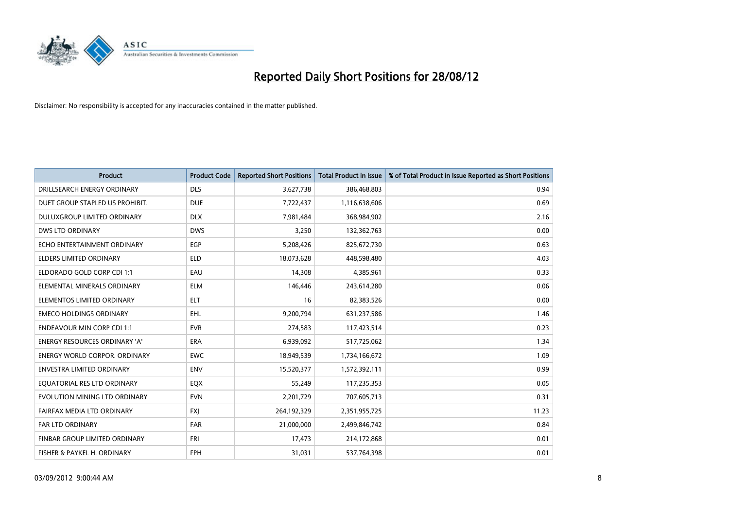# Reported Daily Short Positions for 28/08/12

Disclaimer: No responsibility is accepted for any inaccuracies contained in the matter published.

| Product | Product Code | Reported Short Positions | Total Product in Issue | % of Total Product in Issue Reported as Short Positions |
|---|---|---|---|---|
| DRILLSEARCH ENERGY ORDINARY | DLS | 3,627,738 | 386,468,803 | 0.94 |
| DUET GROUP STAPLED US PROHIBIT. | DUE | 7,722,437 | 1,116,638,606 | 0.69 |
| DULUXGROUP LIMITED ORDINARY | DLX | 7,981,484 | 368,984,902 | 2.16 |
| DWS LTD ORDINARY | DWS | 3,250 | 132,362,763 | 0.00 |
| ECHO ENTERTAINMENT ORDINARY | EGP | 5,208,426 | 825,672,730 | 0.63 |
| ELDERS LIMITED ORDINARY | ELD | 18,073,628 | 448,598,480 | 4.03 |
| ELDORADO GOLD CORP CDI 1:1 | EAU | 14,308 | 4,385,961 | 0.33 |
| ELEMENTAL MINERALS ORDINARY | ELM | 146,446 | 243,614,280 | 0.06 |
| ELEMENTOS LIMITED ORDINARY | ELT | 16 | 82,383,526 | 0.00 |
| EMECO HOLDINGS ORDINARY | EHL | 9,200,794 | 631,237,586 | 1.46 |
| ENDEAVOUR MIN CORP CDI 1:1 | EVR | 274,583 | 117,423,514 | 0.23 |
| ENERGY RESOURCES ORDINARY 'A' | ERA | 6,939,092 | 517,725,062 | 1.34 |
| ENERGY WORLD CORPOR. ORDINARY | EWC | 18,949,539 | 1,734,166,672 | 1.09 |
| ENVESTRA LIMITED ORDINARY | ENV | 15,520,377 | 1,572,392,111 | 0.99 |
| EQUATORIAL RES LTD ORDINARY | EQX | 55,249 | 117,235,353 | 0.05 |
| EVOLUTION MINING LTD ORDINARY | EVN | 2,201,729 | 707,605,713 | 0.31 |
| FAIRFAX MEDIA LTD ORDINARY | FXJ | 264,192,329 | 2,351,955,725 | 11.23 |
| FAR LTD ORDINARY | FAR | 21,000,000 | 2,499,846,742 | 0.84 |
| FINBAR GROUP LIMITED ORDINARY | FRI | 17,473 | 214,172,868 | 0.01 |
| FISHER & PAYKEL H. ORDINARY | FPH | 31,031 | 537,764,398 | 0.01 |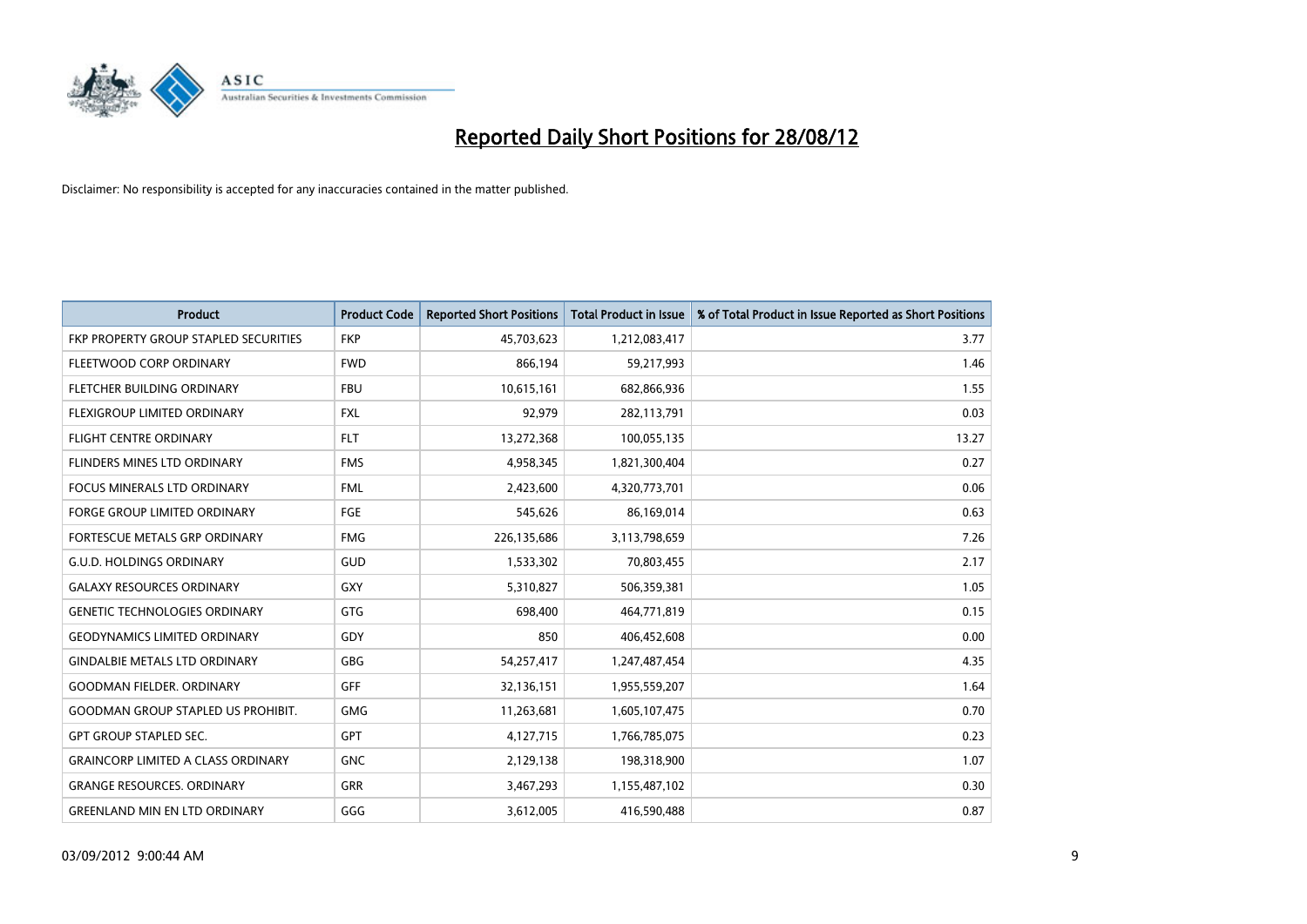# Reported Daily Short Positions for 28/08/12

Disclaimer: No responsibility is accepted for any inaccuracies contained in the matter published.

| Product | Product Code | Reported Short Positions | Total Product in Issue | % of Total Product in Issue Reported as Short Positions |
|---|---|---|---|---|
| FKP PROPERTY GROUP STAPLED SECURITIES | FKP | 45,703,623 | 1,212,083,417 | 3.77 |
| FLEETWOOD CORP ORDINARY | FWD | 866,194 | 59,217,993 | 1.46 |
| FLETCHER BUILDING ORDINARY | FBU | 10,615,161 | 682,866,936 | 1.55 |
| FLEXIGROUP LIMITED ORDINARY | FXL | 92,979 | 282,113,791 | 0.03 |
| FLIGHT CENTRE ORDINARY | FLT | 13,272,368 | 100,055,135 | 13.27 |
| FLINDERS MINES LTD ORDINARY | FMS | 4,958,345 | 1,821,300,404 | 0.27 |
| FOCUS MINERALS LTD ORDINARY | FML | 2,423,600 | 4,320,773,701 | 0.06 |
| FORGE GROUP LIMITED ORDINARY | FGE | 545,626 | 86,169,014 | 0.63 |
| FORTESCUE METALS GRP ORDINARY | FMG | 226,135,686 | 3,113,798,659 | 7.26 |
| G.U.D. HOLDINGS ORDINARY | GUD | 1,533,302 | 70,803,455 | 2.17 |
| GALAXY RESOURCES ORDINARY | GXY | 5,310,827 | 506,359,381 | 1.05 |
| GENETIC TECHNOLOGIES ORDINARY | GTG | 698,400 | 464,771,819 | 0.15 |
| GEODYNAMICS LIMITED ORDINARY | GDY | 850 | 406,452,608 | 0.00 |
| GINDALBIE METALS LTD ORDINARY | GBG | 54,257,417 | 1,247,487,454 | 4.35 |
| GOODMAN FIELDER. ORDINARY | GFF | 32,136,151 | 1,955,559,207 | 1.64 |
| GOODMAN GROUP STAPLED US PROHIBIT. | GMG | 11,263,681 | 1,605,107,475 | 0.70 |
| GPT GROUP STAPLED SEC. | GPT | 4,127,715 | 1,766,785,075 | 0.23 |
| GRAINCORP LIMITED A CLASS ORDINARY | GNC | 2,129,138 | 198,318,900 | 1.07 |
| GRANGE RESOURCES. ORDINARY | GRR | 3,467,293 | 1,155,487,102 | 0.30 |
| GREENLAND MIN EN LTD ORDINARY | GGG | 3,612,005 | 416,590,488 | 0.87 |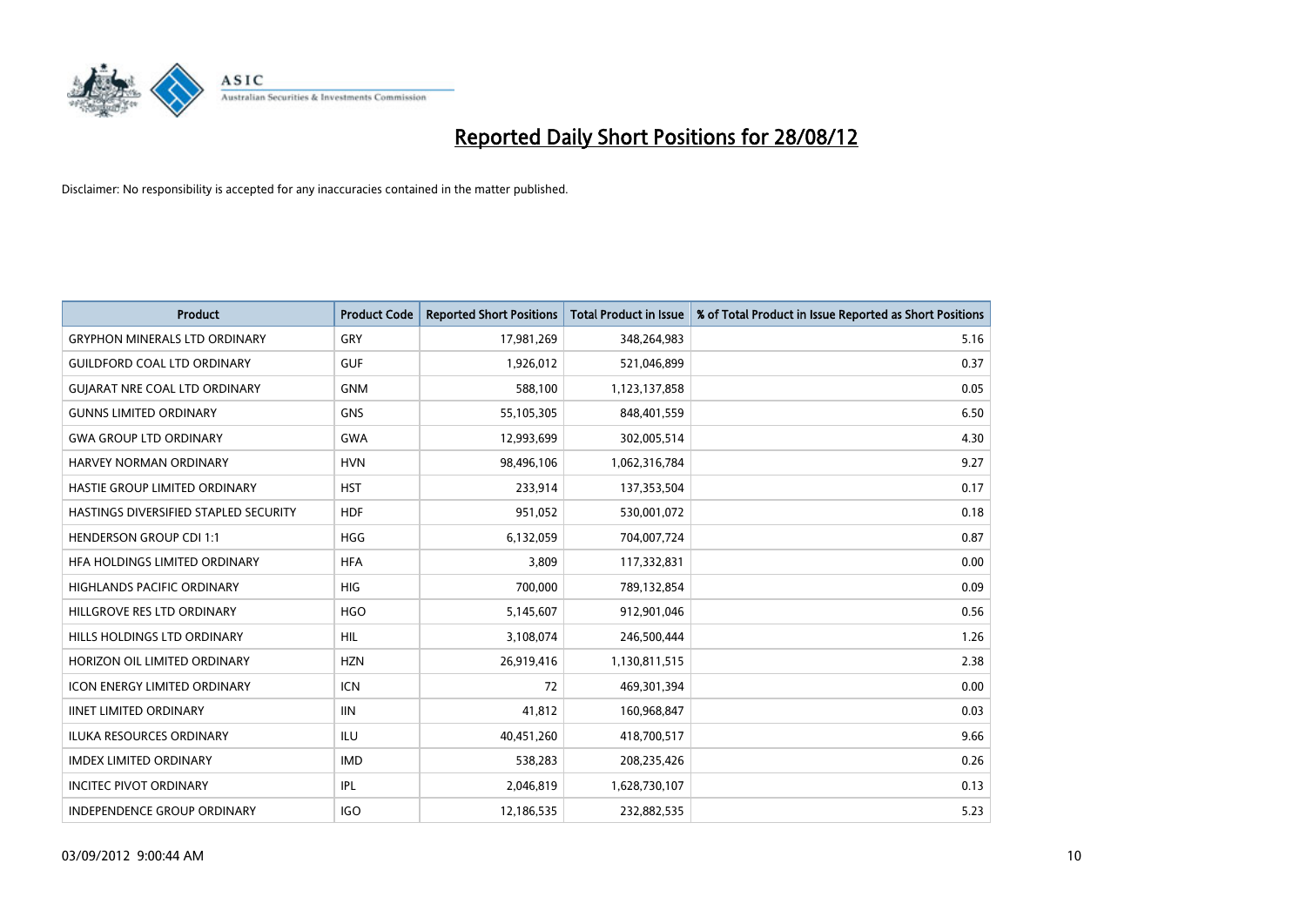# Reported Daily Short Positions for 28/08/12

Disclaimer: No responsibility is accepted for any inaccuracies contained in the matter published.

| Product | Product Code | Reported Short Positions | Total Product in Issue | % of Total Product in Issue Reported as Short Positions |
|---|---|---|---|---|
| GRYPHON MINERALS LTD ORDINARY | GRY | 17,981,269 | 348,264,983 | 5.16 |
| GUILDFORD COAL LTD ORDINARY | GUF | 1,926,012 | 521,046,899 | 0.37 |
| GUJARAT NRE COAL LTD ORDINARY | GNM | 588,100 | 1,123,137,858 | 0.05 |
| GUNNS LIMITED ORDINARY | GNS | 55,105,305 | 848,401,559 | 6.50 |
| GWA GROUP LTD ORDINARY | GWA | 12,993,699 | 302,005,514 | 4.30 |
| HARVEY NORMAN ORDINARY | HVN | 98,496,106 | 1,062,316,784 | 9.27 |
| HASTIE GROUP LIMITED ORDINARY | HST | 233,914 | 137,353,504 | 0.17 |
| HASTINGS DIVERSIFIED STAPLED SECURITY | HDF | 951,052 | 530,001,072 | 0.18 |
| HENDERSON GROUP CDI 1:1 | HGG | 6,132,059 | 704,007,724 | 0.87 |
| HFA HOLDINGS LIMITED ORDINARY | HFA | 3,809 | 117,332,831 | 0.00 |
| HIGHLANDS PACIFIC ORDINARY | HIG | 700,000 | 789,132,854 | 0.09 |
| HILLGROVE RES LTD ORDINARY | HGO | 5,145,607 | 912,901,046 | 0.56 |
| HILLS HOLDINGS LTD ORDINARY | HIL | 3,108,074 | 246,500,444 | 1.26 |
| HORIZON OIL LIMITED ORDINARY | HZN | 26,919,416 | 1,130,811,515 | 2.38 |
| ICON ENERGY LIMITED ORDINARY | ICN | 72 | 469,301,394 | 0.00 |
| IINET LIMITED ORDINARY | IIN | 41,812 | 160,968,847 | 0.03 |
| ILUKA RESOURCES ORDINARY | ILU | 40,451,260 | 418,700,517 | 9.66 |
| IMDEX LIMITED ORDINARY | IMD | 538,283 | 208,235,426 | 0.26 |
| INCITEC PIVOT ORDINARY | IPL | 2,046,819 | 1,628,730,107 | 0.13 |
| INDEPENDENCE GROUP ORDINARY | IGO | 12,186,535 | 232,882,535 | 5.23 |

03/09/2012 9:00:44 AM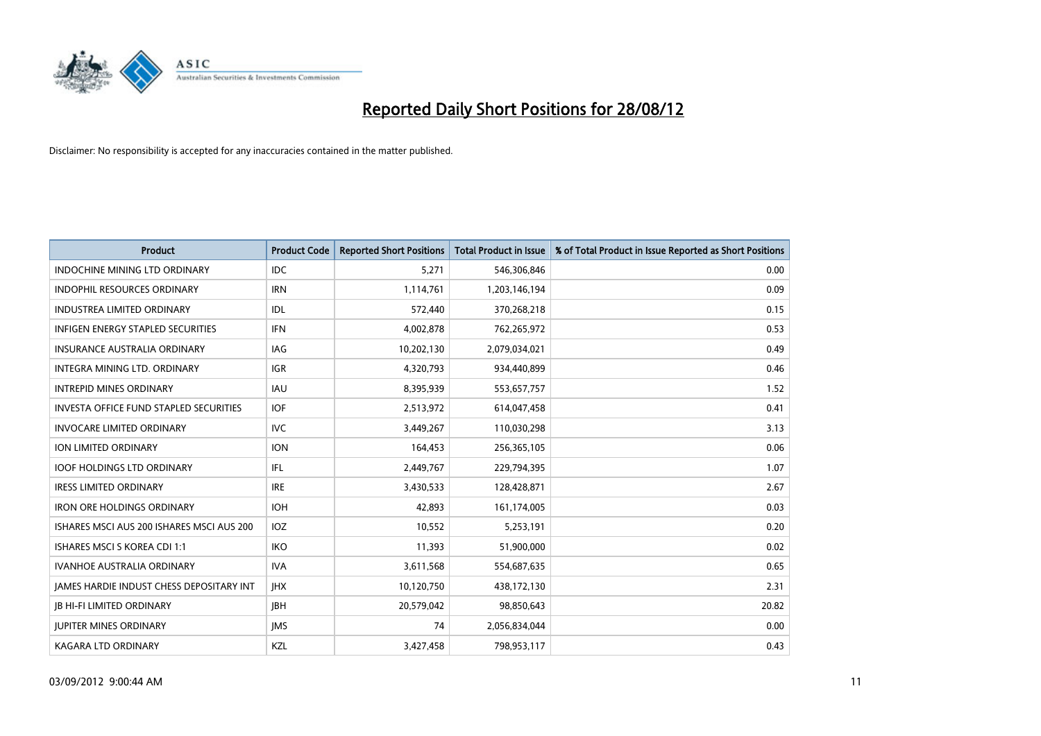# Reported Daily Short Positions for 28/08/12

Disclaimer: No responsibility is accepted for any inaccuracies contained in the matter published.

| Product | Product Code | Reported Short Positions | Total Product in Issue | % of Total Product in Issue Reported as Short Positions |
|---|---|---|---|---|
| INDOCHINE MINING LTD ORDINARY | IDC | 5,271 | 546,306,846 | 0.00 |
| INDOPHIL RESOURCES ORDINARY | IRN | 1,114,761 | 1,203,146,194 | 0.09 |
| INDUSTREA LIMITED ORDINARY | IDL | 572,440 | 370,268,218 | 0.15 |
| INFIGEN ENERGY STAPLED SECURITIES | IFN | 4,002,878 | 762,265,972 | 0.53 |
| INSURANCE AUSTRALIA ORDINARY | IAG | 10,202,130 | 2,079,034,021 | 0.49 |
| INTEGRA MINING LTD. ORDINARY | IGR | 4,320,793 | 934,440,899 | 0.46 |
| INTREPID MINES ORDINARY | IAU | 8,395,939 | 553,657,757 | 1.52 |
| INVESTA OFFICE FUND STAPLED SECURITIES | IOF | 2,513,972 | 614,047,458 | 0.41 |
| INVOCARE LIMITED ORDINARY | IVC | 3,449,267 | 110,030,298 | 3.13 |
| ION LIMITED ORDINARY | ION | 164,453 | 256,365,105 | 0.06 |
| IOOF HOLDINGS LTD ORDINARY | IFL | 2,449,767 | 229,794,395 | 1.07 |
| IRESS LIMITED ORDINARY | IRE | 3,430,533 | 128,428,871 | 2.67 |
| IRON ORE HOLDINGS ORDINARY | IOH | 42,893 | 161,174,005 | 0.03 |
| ISHARES MSCI AUS 200 ISHARES MSCI AUS 200 | IOZ | 10,552 | 5,253,191 | 0.20 |
| ISHARES MSCI S KOREA CDI 1:1 | IKO | 11,393 | 51,900,000 | 0.02 |
| IVANHOE AUSTRALIA ORDINARY | IVA | 3,611,568 | 554,687,635 | 0.65 |
| JAMES HARDIE INDUST CHESS DEPOSITARY INT | JHX | 10,120,750 | 438,172,130 | 2.31 |
| JB HI-FI LIMITED ORDINARY | JBH | 20,579,042 | 98,850,643 | 20.82 |
| JUPITER MINES ORDINARY | JMS | 74 | 2,056,834,044 | 0.00 |
| KAGARA LTD ORDINARY | KZL | 3,427,458 | 798,953,117 | 0.43 |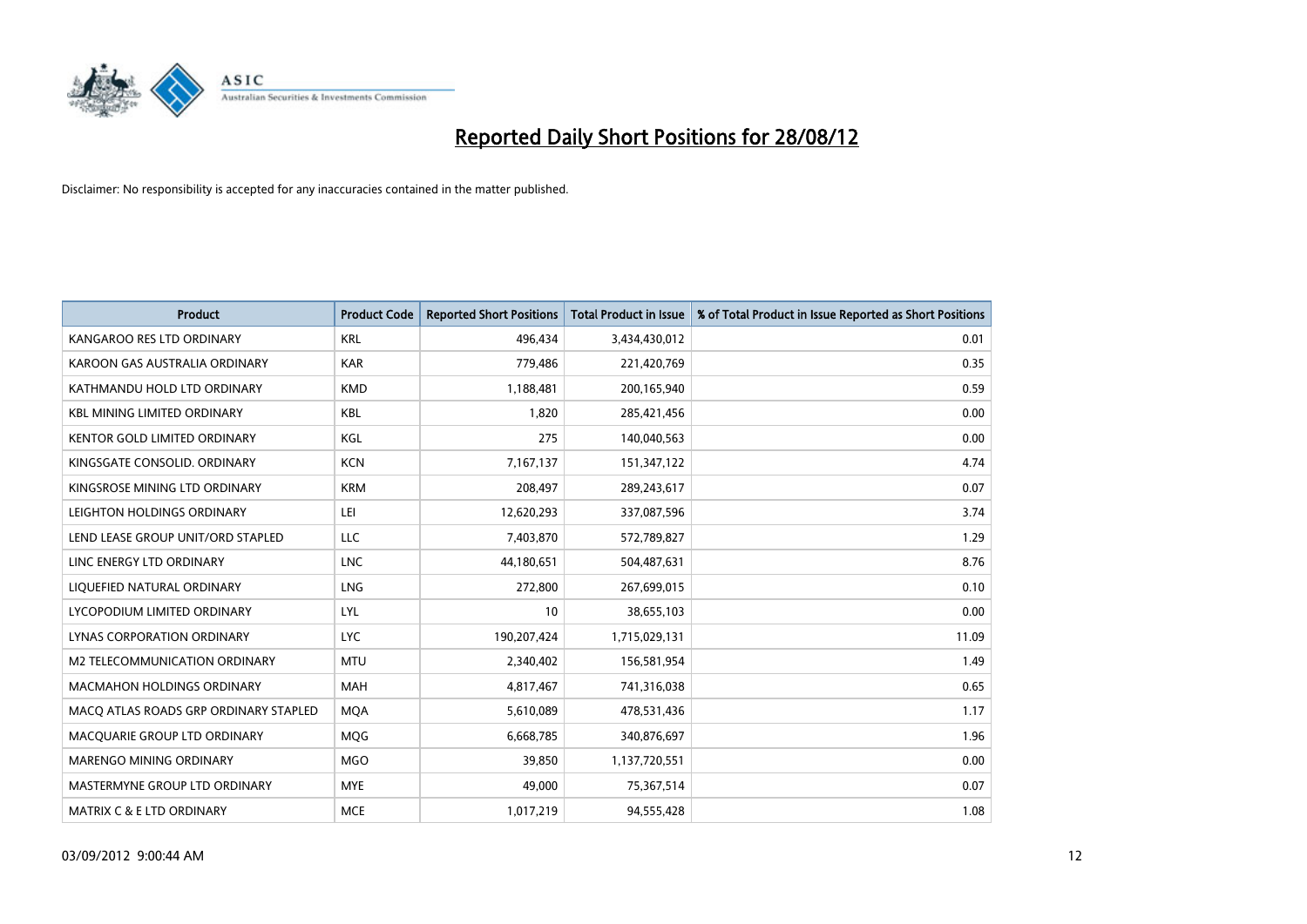# Reported Daily Short Positions for 28/08/12

Disclaimer: No responsibility is accepted for any inaccuracies contained in the matter published.

| Product | Product Code | Reported Short Positions | Total Product in Issue | % of Total Product in Issue Reported as Short Positions |
|---|---|---|---|---|
| KANGAROO RES LTD ORDINARY | KRL | 496,434 | 3,434,430,012 | 0.01 |
| KAROON GAS AUSTRALIA ORDINARY | KAR | 779,486 | 221,420,769 | 0.35 |
| KATHMANDU HOLD LTD ORDINARY | KMD | 1,188,481 | 200,165,940 | 0.59 |
| KBL MINING LIMITED ORDINARY | KBL | 1,820 | 285,421,456 | 0.00 |
| KENTOR GOLD LIMITED ORDINARY | KGL | 275 | 140,040,563 | 0.00 |
| KINGSGATE CONSOLID. ORDINARY | KCN | 7,167,137 | 151,347,122 | 4.74 |
| KINGSROSE MINING LTD ORDINARY | KRM | 208,497 | 289,243,617 | 0.07 |
| LEIGHTON HOLDINGS ORDINARY | LEI | 12,620,293 | 337,087,596 | 3.74 |
| LEND LEASE GROUP UNIT/ORD STAPLED | LLC | 7,403,870 | 572,789,827 | 1.29 |
| LINC ENERGY LTD ORDINARY | LNC | 44,180,651 | 504,487,631 | 8.76 |
| LIQUEFIED NATURAL ORDINARY | LNG | 272,800 | 267,699,015 | 0.10 |
| LYCOPODIUM LIMITED ORDINARY | LYL | 10 | 38,655,103 | 0.00 |
| LYNAS CORPORATION ORDINARY | LYC | 190,207,424 | 1,715,029,131 | 11.09 |
| M2 TELECOMMUNICATION ORDINARY | MTU | 2,340,402 | 156,581,954 | 1.49 |
| MACMAHON HOLDINGS ORDINARY | MAH | 4,817,467 | 741,316,038 | 0.65 |
| MACQ ATLAS ROADS GRP ORDINARY STAPLED | MQA | 5,610,089 | 478,531,436 | 1.17 |
| MACQUARIE GROUP LTD ORDINARY | MQG | 6,668,785 | 340,876,697 | 1.96 |
| MARENGO MINING ORDINARY | MGO | 39,850 | 1,137,720,551 | 0.00 |
| MASTERMYNE GROUP LTD ORDINARY | MYE | 49,000 | 75,367,514 | 0.07 |
| MATRIX C & E LTD ORDINARY | MCE | 1,017,219 | 94,555,428 | 1.08 |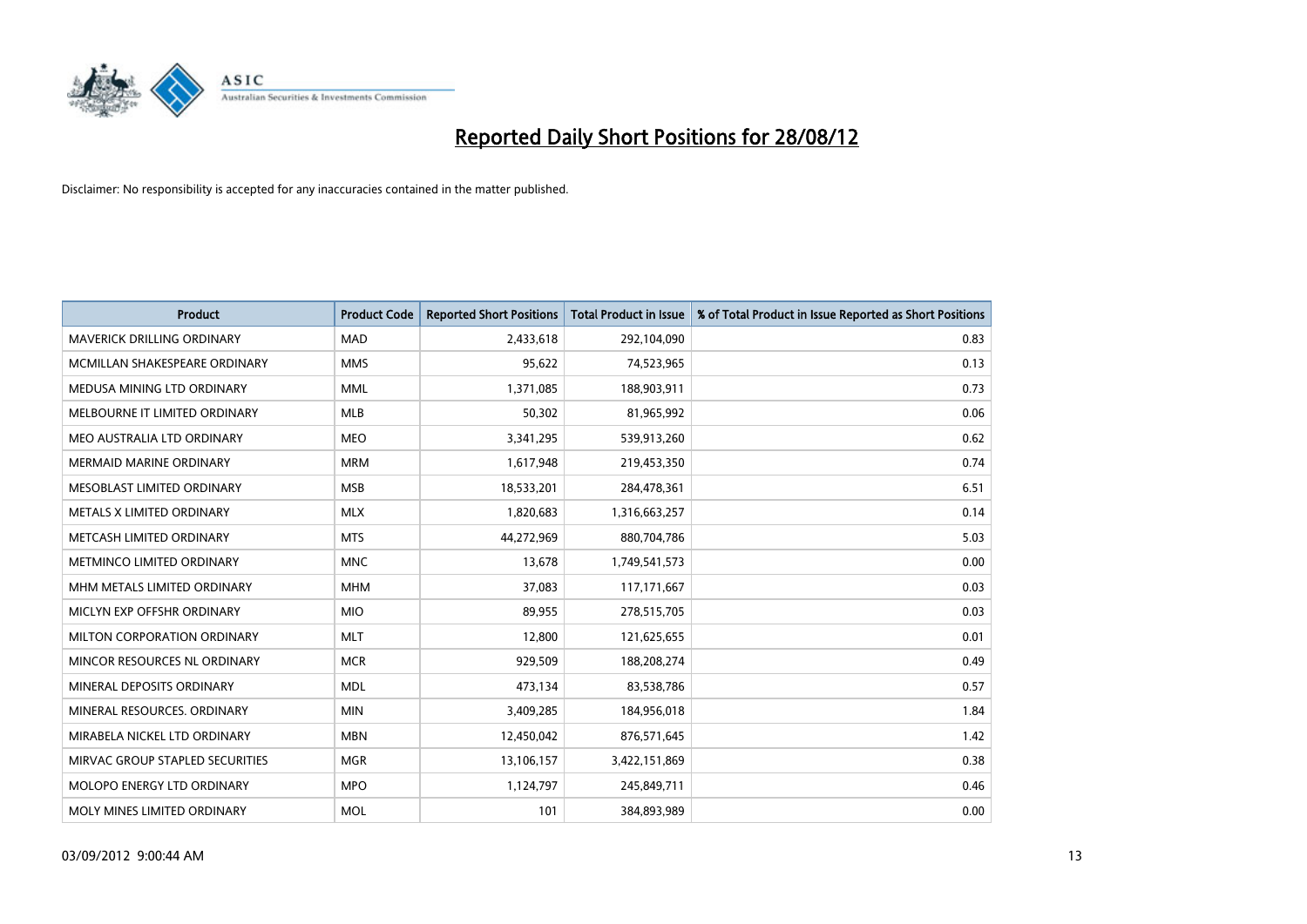# Reported Daily Short Positions for 28/08/12

Disclaimer: No responsibility is accepted for any inaccuracies contained in the matter published.

| Product | Product Code | Reported Short Positions | Total Product in Issue | % of Total Product in Issue Reported as Short Positions |
|---|---|---|---|---|
| MAVERICK DRILLING ORDINARY | MAD | 2,433,618 | 292,104,090 | 0.83 |
| MCMILLAN SHAKESPEARE ORDINARY | MMS | 95,622 | 74,523,965 | 0.13 |
| MEDUSA MINING LTD ORDINARY | MML | 1,371,085 | 188,903,911 | 0.73 |
| MELBOURNE IT LIMITED ORDINARY | MLB | 50,302 | 81,965,992 | 0.06 |
| MEO AUSTRALIA LTD ORDINARY | MEO | 3,341,295 | 539,913,260 | 0.62 |
| MERMAID MARINE ORDINARY | MRM | 1,617,948 | 219,453,350 | 0.74 |
| MESOBLAST LIMITED ORDINARY | MSB | 18,533,201 | 284,478,361 | 6.51 |
| METALS X LIMITED ORDINARY | MLX | 1,820,683 | 1,316,663,257 | 0.14 |
| METCASH LIMITED ORDINARY | MTS | 44,272,969 | 880,704,786 | 5.03 |
| METMINCO LIMITED ORDINARY | MNC | 13,678 | 1,749,541,573 | 0.00 |
| MHM METALS LIMITED ORDINARY | MHM | 37,083 | 117,171,667 | 0.03 |
| MICLYN EXP OFFSHR ORDINARY | MIO | 89,955 | 278,515,705 | 0.03 |
| MILTON CORPORATION ORDINARY | MLT | 12,800 | 121,625,655 | 0.01 |
| MINCOR RESOURCES NL ORDINARY | MCR | 929,509 | 188,208,274 | 0.49 |
| MINERAL DEPOSITS ORDINARY | MDL | 473,134 | 83,538,786 | 0.57 |
| MINERAL RESOURCES. ORDINARY | MIN | 3,409,285 | 184,956,018 | 1.84 |
| MIRABELA NICKEL LTD ORDINARY | MBN | 12,450,042 | 876,571,645 | 1.42 |
| MIRVAC GROUP STAPLED SECURITIES | MGR | 13,106,157 | 3,422,151,869 | 0.38 |
| MOLOPO ENERGY LTD ORDINARY | MPO | 1,124,797 | 245,849,711 | 0.46 |
| MOLY MINES LIMITED ORDINARY | MOL | 101 | 384,893,989 | 0.00 |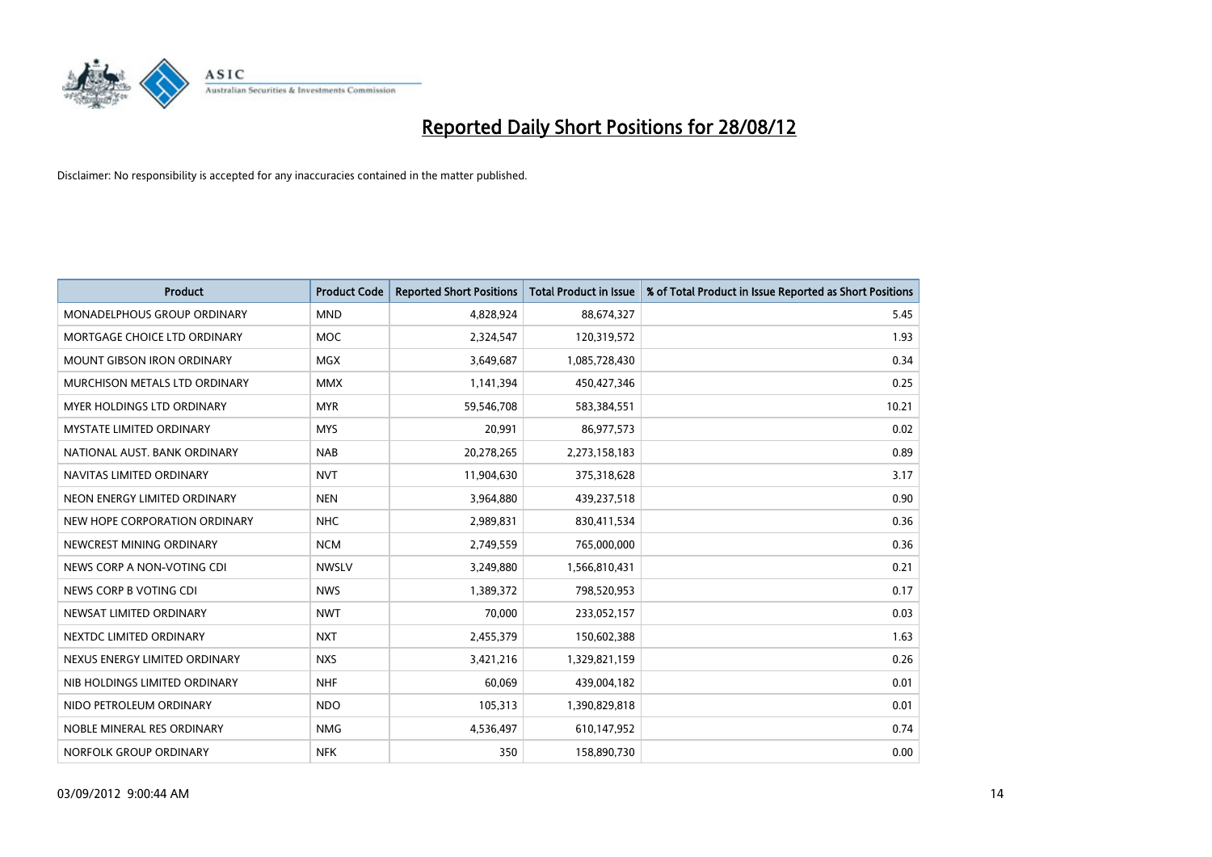# Reported Daily Short Positions for 28/08/12

Disclaimer: No responsibility is accepted for any inaccuracies contained in the matter published.

| Product | Product Code | Reported Short Positions | Total Product in Issue | % of Total Product in Issue Reported as Short Positions |
|---|---|---|---|---|
| MONADELPHOUS GROUP ORDINARY | MND | 4,828,924 | 88,674,327 | 5.45 |
| MORTGAGE CHOICE LTD ORDINARY | MOC | 2,324,547 | 120,319,572 | 1.93 |
| MOUNT GIBSON IRON ORDINARY | MGX | 3,649,687 | 1,085,728,430 | 0.34 |
| MURCHISON METALS LTD ORDINARY | MMX | 1,141,394 | 450,427,346 | 0.25 |
| MYER HOLDINGS LTD ORDINARY | MYR | 59,546,708 | 583,384,551 | 10.21 |
| MYSTATE LIMITED ORDINARY | MYS | 20,991 | 86,977,573 | 0.02 |
| NATIONAL AUST. BANK ORDINARY | NAB | 20,278,265 | 2,273,158,183 | 0.89 |
| NAVITAS LIMITED ORDINARY | NVT | 11,904,630 | 375,318,628 | 3.17 |
| NEON ENERGY LIMITED ORDINARY | NEN | 3,964,880 | 439,237,518 | 0.90 |
| NEW HOPE CORPORATION ORDINARY | NHC | 2,989,831 | 830,411,534 | 0.36 |
| NEWCREST MINING ORDINARY | NCM | 2,749,559 | 765,000,000 | 0.36 |
| NEWS CORP A NON-VOTING CDI | NWSLV | 3,249,880 | 1,566,810,431 | 0.21 |
| NEWS CORP B VOTING CDI | NWS | 1,389,372 | 798,520,953 | 0.17 |
| NEWSAT LIMITED ORDINARY | NWT | 70,000 | 233,052,157 | 0.03 |
| NEXTDC LIMITED ORDINARY | NXT | 2,455,379 | 150,602,388 | 1.63 |
| NEXUS ENERGY LIMITED ORDINARY | NXS | 3,421,216 | 1,329,821,159 | 0.26 |
| NIB HOLDINGS LIMITED ORDINARY | NHF | 60,069 | 439,004,182 | 0.01 |
| NIDO PETROLEUM ORDINARY | NDO | 105,313 | 1,390,829,818 | 0.01 |
| NOBLE MINERAL RES ORDINARY | NMG | 4,536,497 | 610,147,952 | 0.74 |
| NORFOLK GROUP ORDINARY | NFK | 350 | 158,890,730 | 0.00 |

03/09/2012 9:00:44 AM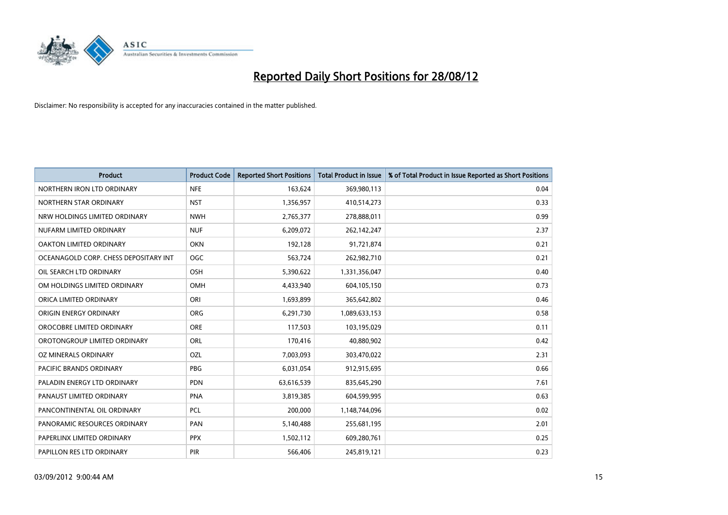# Reported Daily Short Positions for 28/08/12

Disclaimer: No responsibility is accepted for any inaccuracies contained in the matter published.

| Product | Product Code | Reported Short Positions | Total Product in Issue | % of Total Product in Issue Reported as Short Positions |
|---|---|---|---|---|
| NORTHERN IRON LTD ORDINARY | NFE | 163,624 | 369,980,113 | 0.04 |
| NORTHERN STAR ORDINARY | NST | 1,356,957 | 410,514,273 | 0.33 |
| NRW HOLDINGS LIMITED ORDINARY | NWH | 2,765,377 | 278,888,011 | 0.99 |
| NUFARM LIMITED ORDINARY | NUF | 6,209,072 | 262,142,247 | 2.37 |
| OAKTON LIMITED ORDINARY | OKN | 192,128 | 91,721,874 | 0.21 |
| OCEANAGOLD CORP. CHESS DEPOSITARY INT | OGC | 563,724 | 262,982,710 | 0.21 |
| OIL SEARCH LTD ORDINARY | OSH | 5,390,622 | 1,331,356,047 | 0.40 |
| OM HOLDINGS LIMITED ORDINARY | OMH | 4,433,940 | 604,105,150 | 0.73 |
| ORICA LIMITED ORDINARY | ORI | 1,693,899 | 365,642,802 | 0.46 |
| ORIGIN ENERGY ORDINARY | ORG | 6,291,730 | 1,089,633,153 | 0.58 |
| OROCOBRE LIMITED ORDINARY | ORE | 117,503 | 103,195,029 | 0.11 |
| OROTONGROUP LIMITED ORDINARY | ORL | 170,416 | 40,880,902 | 0.42 |
| OZ MINERALS ORDINARY | OZL | 7,003,093 | 303,470,022 | 2.31 |
| PACIFIC BRANDS ORDINARY | PBG | 6,031,054 | 912,915,695 | 0.66 |
| PALADIN ENERGY LTD ORDINARY | PDN | 63,616,539 | 835,645,290 | 7.61 |
| PANAUST LIMITED ORDINARY | PNA | 3,819,385 | 604,599,995 | 0.63 |
| PANCONTINENTAL OIL ORDINARY | PCL | 200,000 | 1,148,744,096 | 0.02 |
| PANORAMIC RESOURCES ORDINARY | PAN | 5,140,488 | 255,681,195 | 2.01 |
| PAPERLINX LIMITED ORDINARY | PPX | 1,502,112 | 609,280,761 | 0.25 |
| PAPILLON RES LTD ORDINARY | PIR | 566,406 | 245,819,121 | 0.23 |

03/09/2012 9:00:44 AM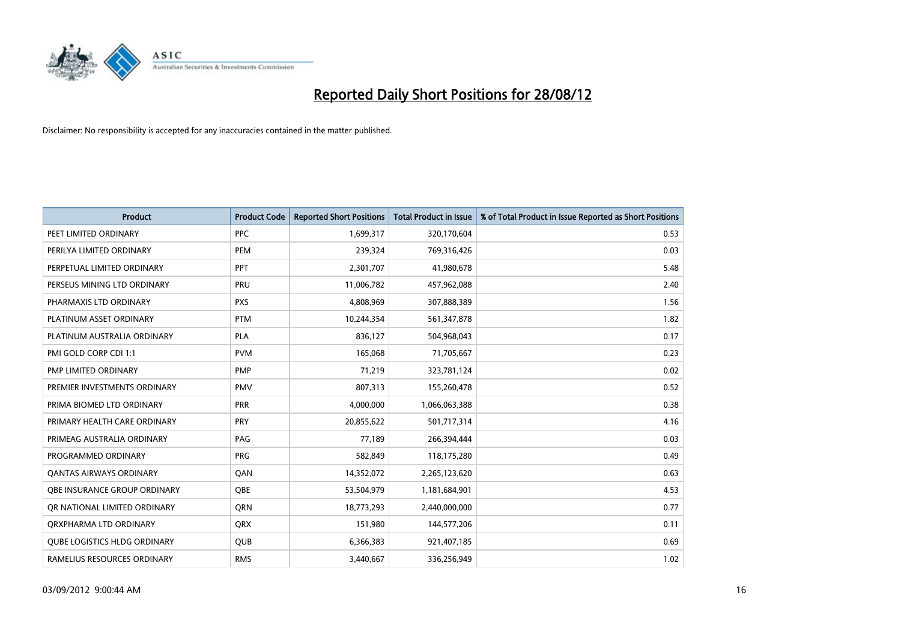# Reported Daily Short Positions for 28/08/12

Disclaimer: No responsibility is accepted for any inaccuracies contained in the matter published.

| Product | Product Code | Reported Short Positions | Total Product in Issue | % of Total Product in Issue Reported as Short Positions |
|---|---|---|---|---|
| PEET LIMITED ORDINARY | PPC | 1,699,317 | 320,170,604 | 0.53 |
| PERILYA LIMITED ORDINARY | PEM | 239,324 | 769,316,426 | 0.03 |
| PERPETUAL LIMITED ORDINARY | PPT | 2,301,707 | 41,980,678 | 5.48 |
| PERSEUS MINING LTD ORDINARY | PRU | 11,006,782 | 457,962,088 | 2.40 |
| PHARMAXIS LTD ORDINARY | PXS | 4,808,969 | 307,888,389 | 1.56 |
| PLATINUM ASSET ORDINARY | PTM | 10,244,354 | 561,347,878 | 1.82 |
| PLATINUM AUSTRALIA ORDINARY | PLA | 836,127 | 504,968,043 | 0.17 |
| PMI GOLD CORP CDI 1:1 | PVM | 165,068 | 71,705,667 | 0.23 |
| PMP LIMITED ORDINARY | PMP | 71,219 | 323,781,124 | 0.02 |
| PREMIER INVESTMENTS ORDINARY | PMV | 807,313 | 155,260,478 | 0.52 |
| PRIMA BIOMED LTD ORDINARY | PRR | 4,000,000 | 1,066,063,388 | 0.38 |
| PRIMARY HEALTH CARE ORDINARY | PRY | 20,855,622 | 501,717,314 | 4.16 |
| PRIMEAG AUSTRALIA ORDINARY | PAG | 77,189 | 266,394,444 | 0.03 |
| PROGRAMMED ORDINARY | PRG | 582,849 | 118,175,280 | 0.49 |
| QANTAS AIRWAYS ORDINARY | QAN | 14,352,072 | 2,265,123,620 | 0.63 |
| QBE INSURANCE GROUP ORDINARY | QBE | 53,504,979 | 1,181,684,901 | 4.53 |
| QR NATIONAL LIMITED ORDINARY | QRN | 18,773,293 | 2,440,000,000 | 0.77 |
| QRXPHARMA LTD ORDINARY | QRX | 151,980 | 144,577,206 | 0.11 |
| QUBE LOGISTICS HLDG ORDINARY | QUB | 6,366,383 | 921,407,185 | 0.69 |
| RAMELIUS RESOURCES ORDINARY | RMS | 3,440,667 | 336,256,949 | 1.02 |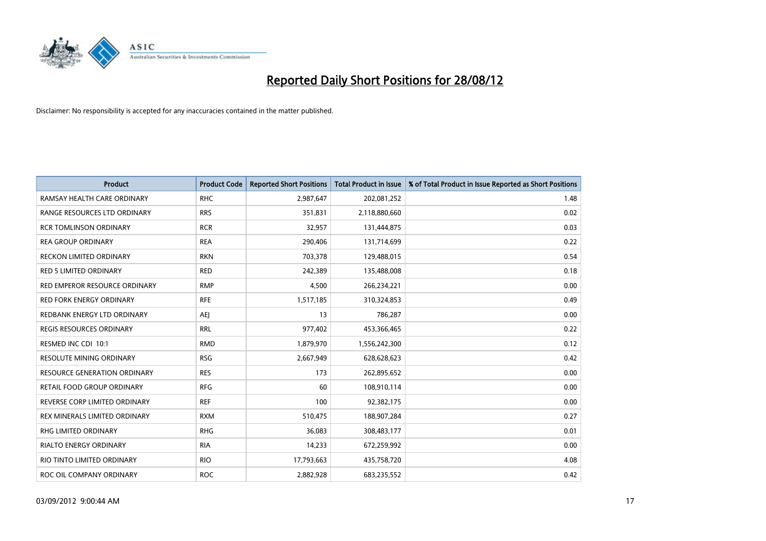# Reported Daily Short Positions for 28/08/12

Disclaimer: No responsibility is accepted for any inaccuracies contained in the matter published.

| Product | Product Code | Reported Short Positions | Total Product in Issue | % of Total Product in Issue Reported as Short Positions |
|---|---|---|---|---|
| RAMSAY HEALTH CARE ORDINARY | RHC | 2,987,647 | 202,081,252 | 1.48 |
| RANGE RESOURCES LTD ORDINARY | RRS | 351,831 | 2,118,880,660 | 0.02 |
| RCR TOMLINSON ORDINARY | RCR | 32,957 | 131,444,875 | 0.03 |
| REA GROUP ORDINARY | REA | 290,406 | 131,714,699 | 0.22 |
| RECKON LIMITED ORDINARY | RKN | 703,378 | 129,488,015 | 0.54 |
| RED 5 LIMITED ORDINARY | RED | 242,389 | 135,488,008 | 0.18 |
| RED EMPEROR RESOURCE ORDINARY | RMP | 4,500 | 266,234,221 | 0.00 |
| RED FORK ENERGY ORDINARY | RFE | 1,517,185 | 310,324,853 | 0.49 |
| REDBANK ENERGY LTD ORDINARY | AEJ | 13 | 786,287 | 0.00 |
| REGIS RESOURCES ORDINARY | RRL | 977,402 | 453,366,465 | 0.22 |
| RESMED INC CDI 10:1 | RMD | 1,879,970 | 1,556,242,300 | 0.12 |
| RESOLUTE MINING ORDINARY | RSG | 2,667,949 | 628,628,623 | 0.42 |
| RESOURCE GENERATION ORDINARY | RES | 173 | 262,895,652 | 0.00 |
| RETAIL FOOD GROUP ORDINARY | RFG | 60 | 108,910,114 | 0.00 |
| REVERSE CORP LIMITED ORDINARY | REF | 100 | 92,382,175 | 0.00 |
| REX MINERALS LIMITED ORDINARY | RXM | 510,475 | 188,907,284 | 0.27 |
| RHG LIMITED ORDINARY | RHG | 36,083 | 308,483,177 | 0.01 |
| RIALTO ENERGY ORDINARY | RIA | 14,233 | 672,259,992 | 0.00 |
| RIO TINTO LIMITED ORDINARY | RIO | 17,793,663 | 435,758,720 | 4.08 |
| ROC OIL COMPANY ORDINARY | ROC | 2,882,928 | 683,235,552 | 0.42 |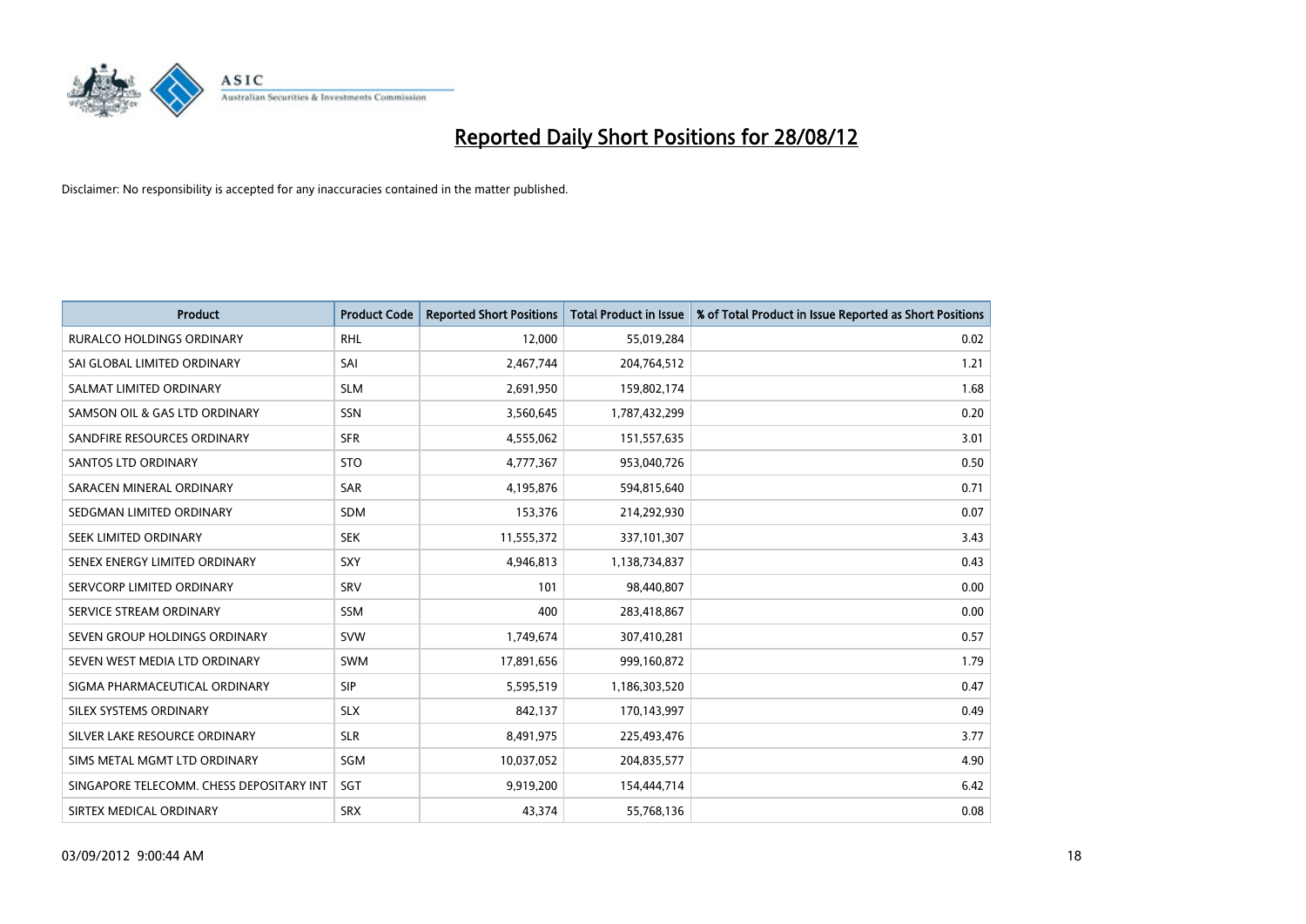# Reported Daily Short Positions for 28/08/12

Disclaimer: No responsibility is accepted for any inaccuracies contained in the matter published.

| Product | Product Code | Reported Short Positions | Total Product in Issue | % of Total Product in Issue Reported as Short Positions |
|---|---|---|---|---|
| RURALCO HOLDINGS ORDINARY | RHL | 12,000 | 55,019,284 | 0.02 |
| SAI GLOBAL LIMITED ORDINARY | SAI | 2,467,744 | 204,764,512 | 1.21 |
| SALMAT LIMITED ORDINARY | SLM | 2,691,950 | 159,802,174 | 1.68 |
| SAMSON OIL & GAS LTD ORDINARY | SSN | 3,560,645 | 1,787,432,299 | 0.20 |
| SANDFIRE RESOURCES ORDINARY | SFR | 4,555,062 | 151,557,635 | 3.01 |
| SANTOS LTD ORDINARY | STO | 4,777,367 | 953,040,726 | 0.50 |
| SARACEN MINERAL ORDINARY | SAR | 4,195,876 | 594,815,640 | 0.71 |
| SEDGMAN LIMITED ORDINARY | SDM | 153,376 | 214,292,930 | 0.07 |
| SEEK LIMITED ORDINARY | SEK | 11,555,372 | 337,101,307 | 3.43 |
| SENEX ENERGY LIMITED ORDINARY | SXY | 4,946,813 | 1,138,734,837 | 0.43 |
| SERVCORP LIMITED ORDINARY | SRV | 101 | 98,440,807 | 0.00 |
| SERVICE STREAM ORDINARY | SSM | 400 | 283,418,867 | 0.00 |
| SEVEN GROUP HOLDINGS ORDINARY | SVW | 1,749,674 | 307,410,281 | 0.57 |
| SEVEN WEST MEDIA LTD ORDINARY | SWM | 17,891,656 | 999,160,872 | 1.79 |
| SIGMA PHARMACEUTICAL ORDINARY | SIP | 5,595,519 | 1,186,303,520 | 0.47 |
| SILEX SYSTEMS ORDINARY | SLX | 842,137 | 170,143,997 | 0.49 |
| SILVER LAKE RESOURCE ORDINARY | SLR | 8,491,975 | 225,493,476 | 3.77 |
| SIMS METAL MGMT LTD ORDINARY | SGM | 10,037,052 | 204,835,577 | 4.90 |
| SINGAPORE TELECOMM. CHESS DEPOSITARY INT | SGT | 9,919,200 | 154,444,714 | 6.42 |
| SIRTEX MEDICAL ORDINARY | SRX | 43,374 | 55,768,136 | 0.08 |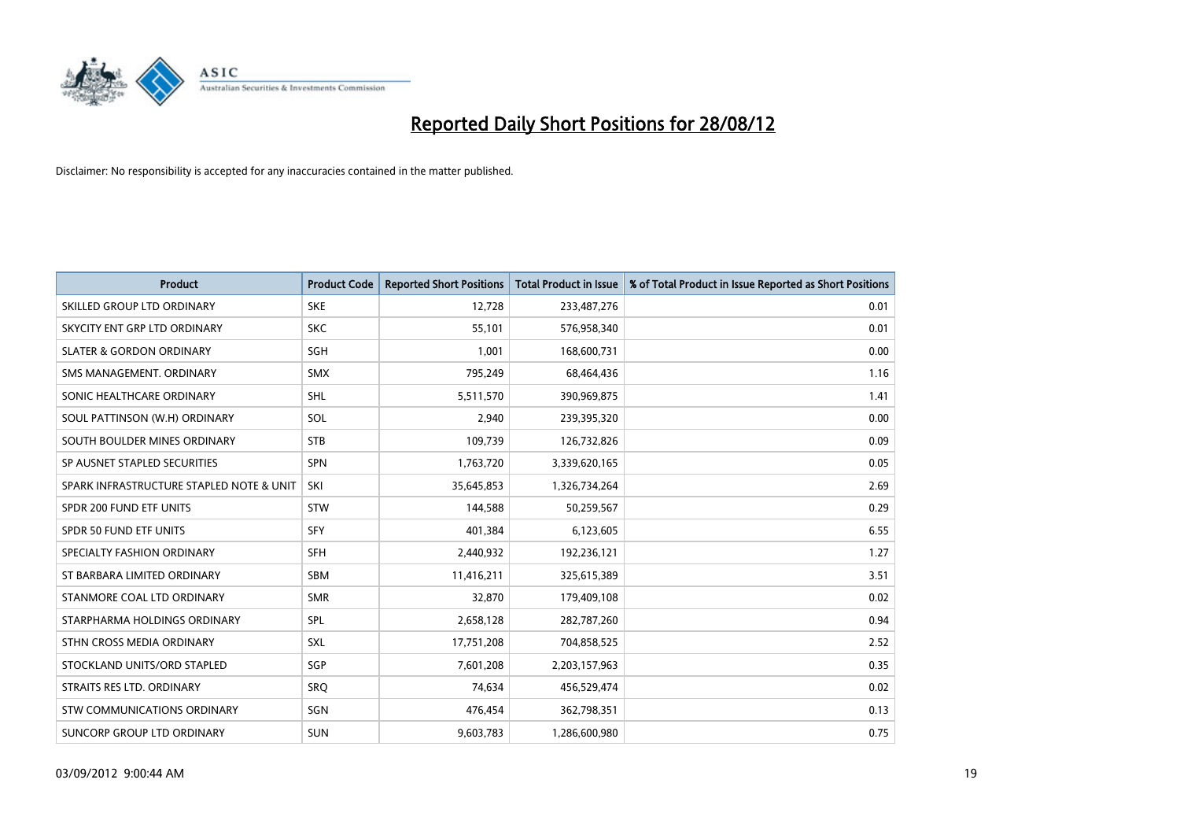# Reported Daily Short Positions for 28/08/12

Disclaimer: No responsibility is accepted for any inaccuracies contained in the matter published.

| Product | Product Code | Reported Short Positions | Total Product in Issue | % of Total Product in Issue Reported as Short Positions |
|---|---|---|---|---|
| SKILLED GROUP LTD ORDINARY | SKE | 12,728 | 233,487,276 | 0.01 |
| SKYCITY ENT GRP LTD ORDINARY | SKC | 55,101 | 576,958,340 | 0.01 |
| SLATER & GORDON ORDINARY | SGH | 1,001 | 168,600,731 | 0.00 |
| SMS MANAGEMENT. ORDINARY | SMX | 795,249 | 68,464,436 | 1.16 |
| SONIC HEALTHCARE ORDINARY | SHL | 5,511,570 | 390,969,875 | 1.41 |
| SOUL PATTINSON (W.H) ORDINARY | SOL | 2,940 | 239,395,320 | 0.00 |
| SOUTH BOULDER MINES ORDINARY | STB | 109,739 | 126,732,826 | 0.09 |
| SP AUSNET STAPLED SECURITIES | SPN | 1,763,720 | 3,339,620,165 | 0.05 |
| SPARK INFRASTRUCTURE STAPLED NOTE & UNIT | SKI | 35,645,853 | 1,326,734,264 | 2.69 |
| SPDR 200 FUND ETF UNITS | STW | 144,588 | 50,259,567 | 0.29 |
| SPDR 50 FUND ETF UNITS | SFY | 401,384 | 6,123,605 | 6.55 |
| SPECIALTY FASHION ORDINARY | SFH | 2,440,932 | 192,236,121 | 1.27 |
| ST BARBARA LIMITED ORDINARY | SBM | 11,416,211 | 325,615,389 | 3.51 |
| STANMORE COAL LTD ORDINARY | SMR | 32,870 | 179,409,108 | 0.02 |
| STARPHARMA HOLDINGS ORDINARY | SPL | 2,658,128 | 282,787,260 | 0.94 |
| STHN CROSS MEDIA ORDINARY | SXL | 17,751,208 | 704,858,525 | 2.52 |
| STOCKLAND UNITS/ORD STAPLED | SGP | 7,601,208 | 2,203,157,963 | 0.35 |
| STRAITS RES LTD. ORDINARY | SRQ | 74,634 | 456,529,474 | 0.02 |
| STW COMMUNICATIONS ORDINARY | SGN | 476,454 | 362,798,351 | 0.13 |
| SUNCORP GROUP LTD ORDINARY | SUN | 9,603,783 | 1,286,600,980 | 0.75 |

03/09/2012 9:00:44 AM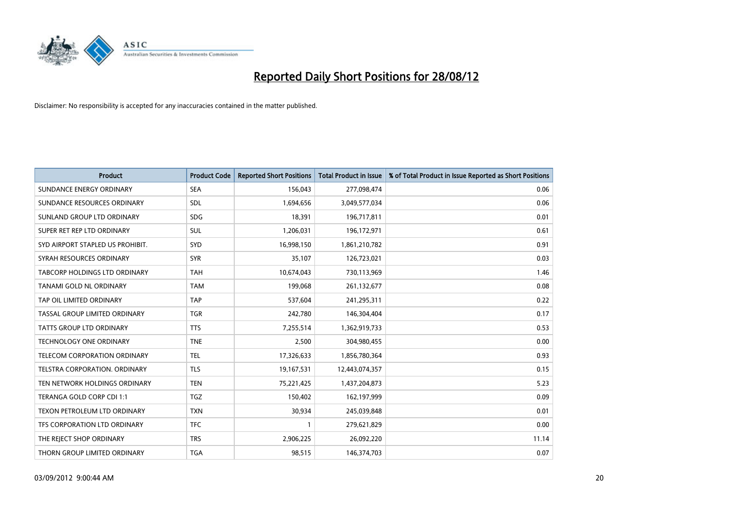# Reported Daily Short Positions for 28/08/12

Disclaimer: No responsibility is accepted for any inaccuracies contained in the matter published.

| Product | Product Code | Reported Short Positions | Total Product in Issue | % of Total Product in Issue Reported as Short Positions |
|---|---|---|---|---|
| SUNDANCE ENERGY ORDINARY | SEA | 156,043 | 277,098,474 | 0.06 |
| SUNDANCE RESOURCES ORDINARY | SDL | 1,694,656 | 3,049,577,034 | 0.06 |
| SUNLAND GROUP LTD ORDINARY | SDG | 18,391 | 196,717,811 | 0.01 |
| SUPER RET REP LTD ORDINARY | SUL | 1,206,031 | 196,172,971 | 0.61 |
| SYD AIRPORT STAPLED US PROHIBIT. | SYD | 16,998,150 | 1,861,210,782 | 0.91 |
| SYRAH RESOURCES ORDINARY | SYR | 35,107 | 126,723,021 | 0.03 |
| TABCORP HOLDINGS LTD ORDINARY | TAH | 10,674,043 | 730,113,969 | 1.46 |
| TANAMI GOLD NL ORDINARY | TAM | 199,068 | 261,132,677 | 0.08 |
| TAP OIL LIMITED ORDINARY | TAP | 537,604 | 241,295,311 | 0.22 |
| TASSAL GROUP LIMITED ORDINARY | TGR | 242,780 | 146,304,404 | 0.17 |
| TATTS GROUP LTD ORDINARY | TTS | 7,255,514 | 1,362,919,733 | 0.53 |
| TECHNOLOGY ONE ORDINARY | TNE | 2,500 | 304,980,455 | 0.00 |
| TELECOM CORPORATION ORDINARY | TEL | 17,326,633 | 1,856,780,364 | 0.93 |
| TELSTRA CORPORATION. ORDINARY | TLS | 19,167,531 | 12,443,074,357 | 0.15 |
| TEN NETWORK HOLDINGS ORDINARY | TEN | 75,221,425 | 1,437,204,873 | 5.23 |
| TERANGA GOLD CORP CDI 1:1 | TGZ | 150,402 | 162,197,999 | 0.09 |
| TEXON PETROLEUM LTD ORDINARY | TXN | 30,934 | 245,039,848 | 0.01 |
| TFS CORPORATION LTD ORDINARY | TFC | 1 | 279,621,829 | 0.00 |
| THE REJECT SHOP ORDINARY | TRS | 2,906,225 | 26,092,220 | 11.14 |
| THORN GROUP LIMITED ORDINARY | TGA | 98,515 | 146,374,703 | 0.07 |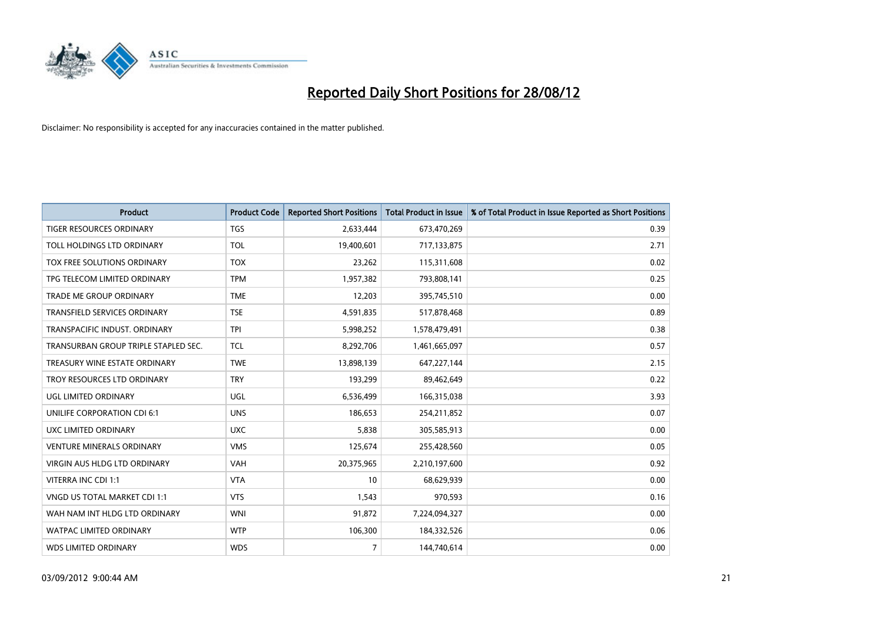# Reported Daily Short Positions for 28/08/12

Disclaimer: No responsibility is accepted for any inaccuracies contained in the matter published.

| Product | Product Code | Reported Short Positions | Total Product in Issue | % of Total Product in Issue Reported as Short Positions |
|---|---|---|---|---|
| TIGER RESOURCES ORDINARY | TGS | 2,633,444 | 673,470,269 | 0.39 |
| TOLL HOLDINGS LTD ORDINARY | TOL | 19,400,601 | 717,133,875 | 2.71 |
| TOX FREE SOLUTIONS ORDINARY | TOX | 23,262 | 115,311,608 | 0.02 |
| TPG TELECOM LIMITED ORDINARY | TPM | 1,957,382 | 793,808,141 | 0.25 |
| TRADE ME GROUP ORDINARY | TME | 12,203 | 395,745,510 | 0.00 |
| TRANSFIELD SERVICES ORDINARY | TSE | 4,591,835 | 517,878,468 | 0.89 |
| TRANSPACIFIC INDUST. ORDINARY | TPI | 5,998,252 | 1,578,479,491 | 0.38 |
| TRANSURBAN GROUP TRIPLE STAPLED SEC. | TCL | 8,292,706 | 1,461,665,097 | 0.57 |
| TREASURY WINE ESTATE ORDINARY | TWE | 13,898,139 | 647,227,144 | 2.15 |
| TROY RESOURCES LTD ORDINARY | TRY | 193,299 | 89,462,649 | 0.22 |
| UGL LIMITED ORDINARY | UGL | 6,536,499 | 166,315,038 | 3.93 |
| UNILIFE CORPORATION CDI 6:1 | UNS | 186,653 | 254,211,852 | 0.07 |
| UXC LIMITED ORDINARY | UXC | 5,838 | 305,585,913 | 0.00 |
| VENTURE MINERALS ORDINARY | VMS | 125,674 | 255,428,560 | 0.05 |
| VIRGIN AUS HLDG LTD ORDINARY | VAH | 20,375,965 | 2,210,197,600 | 0.92 |
| VITERRA INC CDI 1:1 | VTA | 10 | 68,629,939 | 0.00 |
| VNGD US TOTAL MARKET CDI 1:1 | VTS | 1,543 | 970,593 | 0.16 |
| WAH NAM INT HLDG LTD ORDINARY | WNI | 91,872 | 7,224,094,327 | 0.00 |
| WATPAC LIMITED ORDINARY | WTP | 106,300 | 184,332,526 | 0.06 |
| WDS LIMITED ORDINARY | WDS | 7 | 144,740,614 | 0.00 |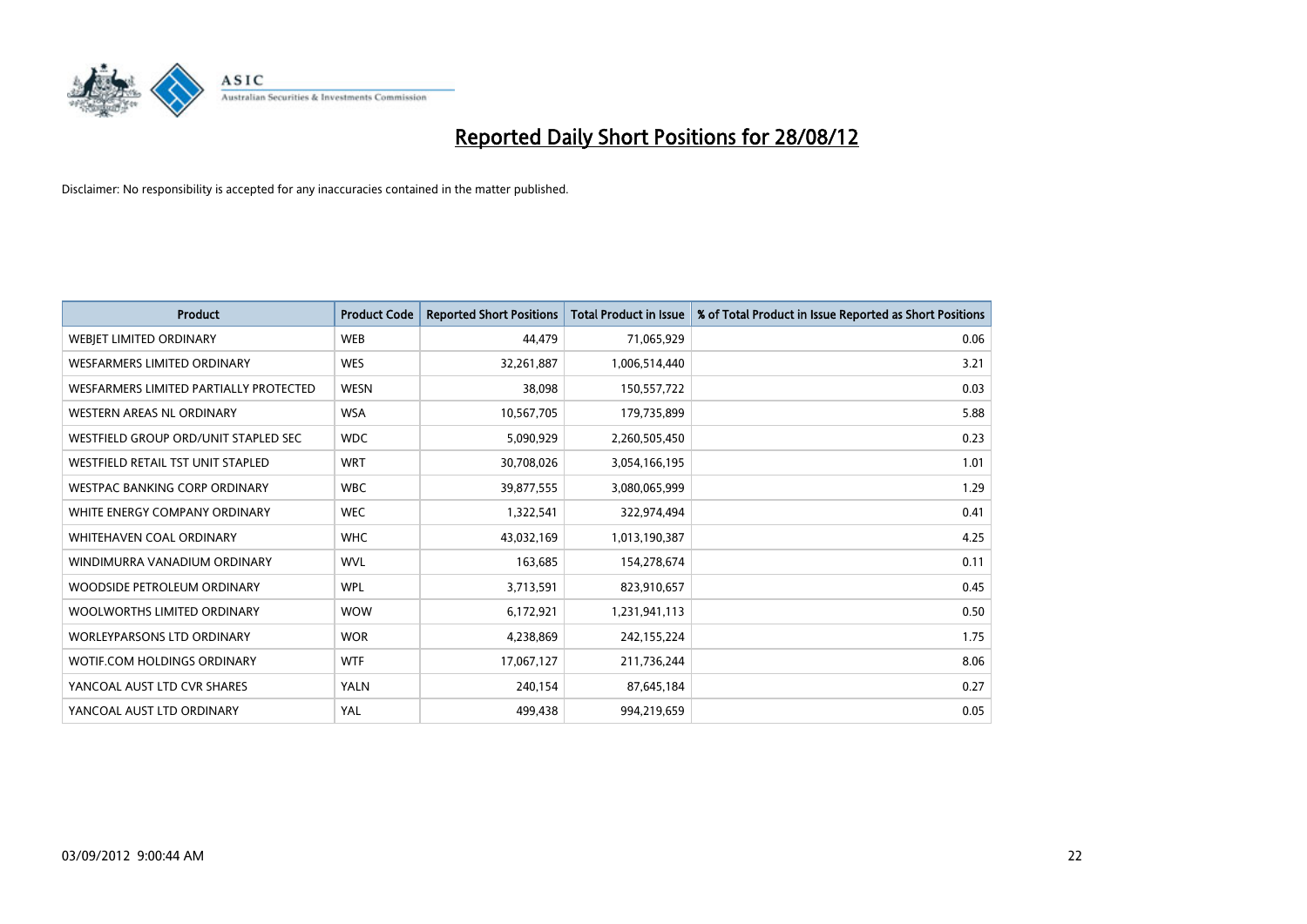# Reported Daily Short Positions for 28/08/12

Disclaimer: No responsibility is accepted for any inaccuracies contained in the matter published.

| Product | Product Code | Reported Short Positions | Total Product in Issue | % of Total Product in Issue Reported as Short Positions |
|---|---|---|---|---|
| WEBJET LIMITED ORDINARY | WEB | 44,479 | 71,065,929 | 0.06 |
| WESFARMERS LIMITED ORDINARY | WES | 32,261,887 | 1,006,514,440 | 3.21 |
| WESFARMERS LIMITED PARTIALLY PROTECTED | WESN | 38,098 | 150,557,722 | 0.03 |
| WESTERN AREAS NL ORDINARY | WSA | 10,567,705 | 179,735,899 | 5.88 |
| WESTFIELD GROUP ORD/UNIT STAPLED SEC | WDC | 5,090,929 | 2,260,505,450 | 0.23 |
| WESTFIELD RETAIL TST UNIT STAPLED | WRT | 30,708,026 | 3,054,166,195 | 1.01 |
| WESTPAC BANKING CORP ORDINARY | WBC | 39,877,555 | 3,080,065,999 | 1.29 |
| WHITE ENERGY COMPANY ORDINARY | WEC | 1,322,541 | 322,974,494 | 0.41 |
| WHITEHAVEN COAL ORDINARY | WHC | 43,032,169 | 1,013,190,387 | 4.25 |
| WINDIMURRA VANADIUM ORDINARY | WVL | 163,685 | 154,278,674 | 0.11 |
| WOODSIDE PETROLEUM ORDINARY | WPL | 3,713,591 | 823,910,657 | 0.45 |
| WOOLWORTHS LIMITED ORDINARY | WOW | 6,172,921 | 1,231,941,113 | 0.50 |
| WORLEYPARSONS LTD ORDINARY | WOR | 4,238,869 | 242,155,224 | 1.75 |
| WOTIF.COM HOLDINGS ORDINARY | WTF | 17,067,127 | 211,736,244 | 8.06 |
| YANCOAL AUST LTD CVR SHARES | YALN | 240,154 | 87,645,184 | 0.27 |
| YANCOAL AUST LTD ORDINARY | YAL | 499,438 | 994,219,659 | 0.05 |